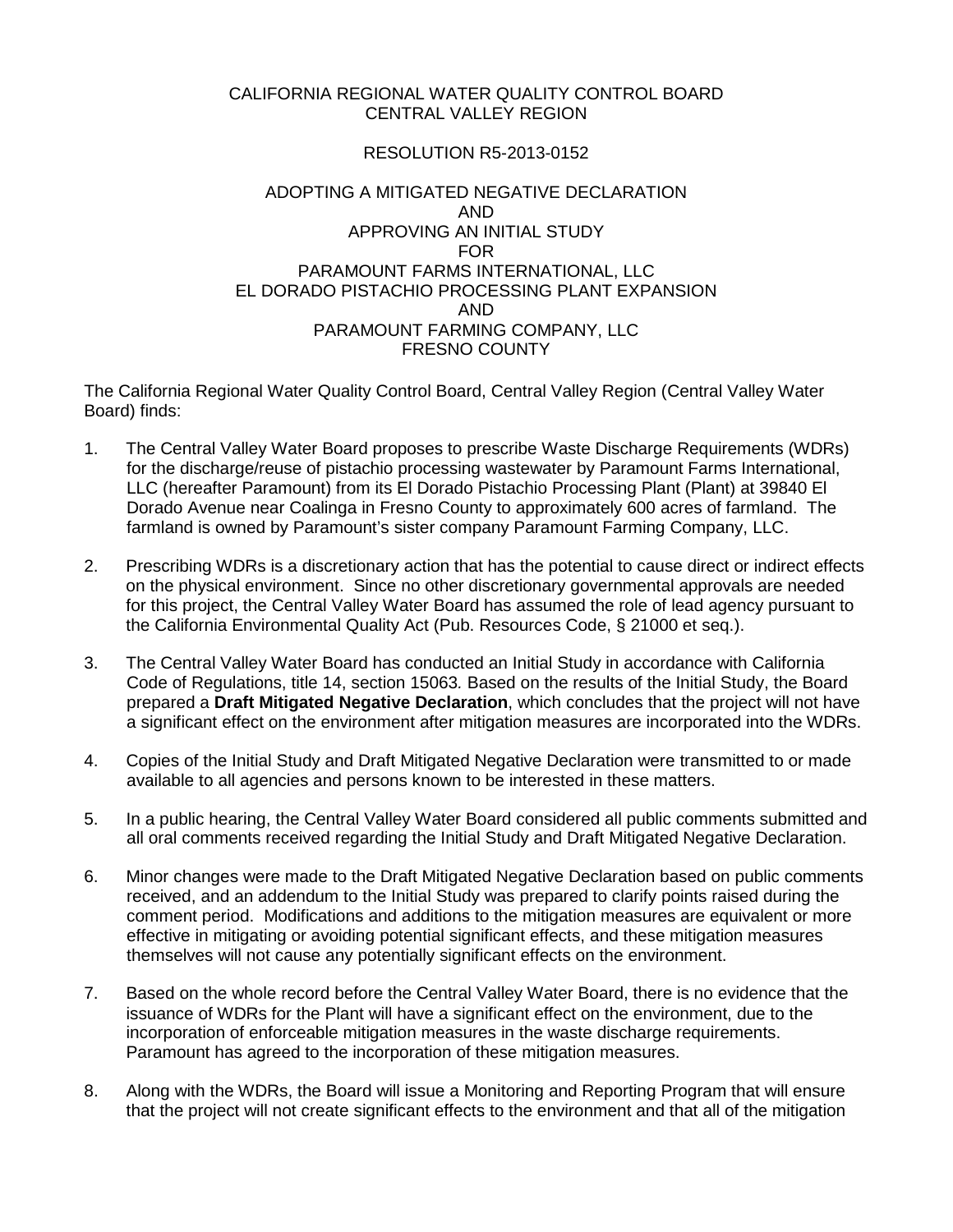CALIFORNIA REGIONAL WATER QUALITY CONTROL BOARD
CENTRAL VALLEY REGION

RESOLUTION R5-2013-0152

ADOPTING A MITIGATED NEGATIVE DECLARATION
AND
APPROVING AN INITIAL STUDY
FOR
PARAMOUNT FARMS INTERNATIONAL, LLC
EL DORADO PISTACHIO PROCESSING PLANT EXPANSION
AND
PARAMOUNT FARMING COMPANY, LLC
FRESNO COUNTY

The California Regional Water Quality Control Board, Central Valley Region (Central Valley Water Board) finds:

1. The Central Valley Water Board proposes to prescribe Waste Discharge Requirements (WDRs) for the discharge/reuse of pistachio processing wastewater by Paramount Farms International, LLC (hereafter Paramount) from its El Dorado Pistachio Processing Plant (Plant) at 39840 El Dorado Avenue near Coalinga in Fresno County to approximately 600 acres of farmland. The farmland is owned by Paramount's sister company Paramount Farming Company, LLC.

2. Prescribing WDRs is a discretionary action that has the potential to cause direct or indirect effects on the physical environment. Since no other discretionary governmental approvals are needed for this project, the Central Valley Water Board has assumed the role of lead agency pursuant to the California Environmental Quality Act (Pub. Resources Code, § 21000 et seq.).

3. The Central Valley Water Board has conducted an Initial Study in accordance with California Code of Regulations, title 14, section 15063*.* Based on the results of the Initial Study, the Board prepared a **Draft Mitigated Negative Declaration**, which concludes that the project will not have a significant effect on the environment after mitigation measures are incorporated into the WDRs.

4. Copies of the Initial Study and Draft Mitigated Negative Declaration were transmitted to or made available to all agencies and persons known to be interested in these matters.

5. In a public hearing, the Central Valley Water Board considered all public comments submitted and all oral comments received regarding the Initial Study and Draft Mitigated Negative Declaration.

6. Minor changes were made to the Draft Mitigated Negative Declaration based on public comments received, and an addendum to the Initial Study was prepared to clarify points raised during the comment period. Modifications and additions to the mitigation measures are equivalent or more effective in mitigating or avoiding potential significant effects, and these mitigation measures themselves will not cause any potentially significant effects on the environment.

7. Based on the whole record before the Central Valley Water Board, there is no evidence that the issuance of WDRs for the Plant will have a significant effect on the environment, due to the incorporation of enforceable mitigation measures in the waste discharge requirements. Paramount has agreed to the incorporation of these mitigation measures.

8. Along with the WDRs, the Board will issue a Monitoring and Reporting Program that will ensure that the project will not create significant effects to the environment and that all of the mitigation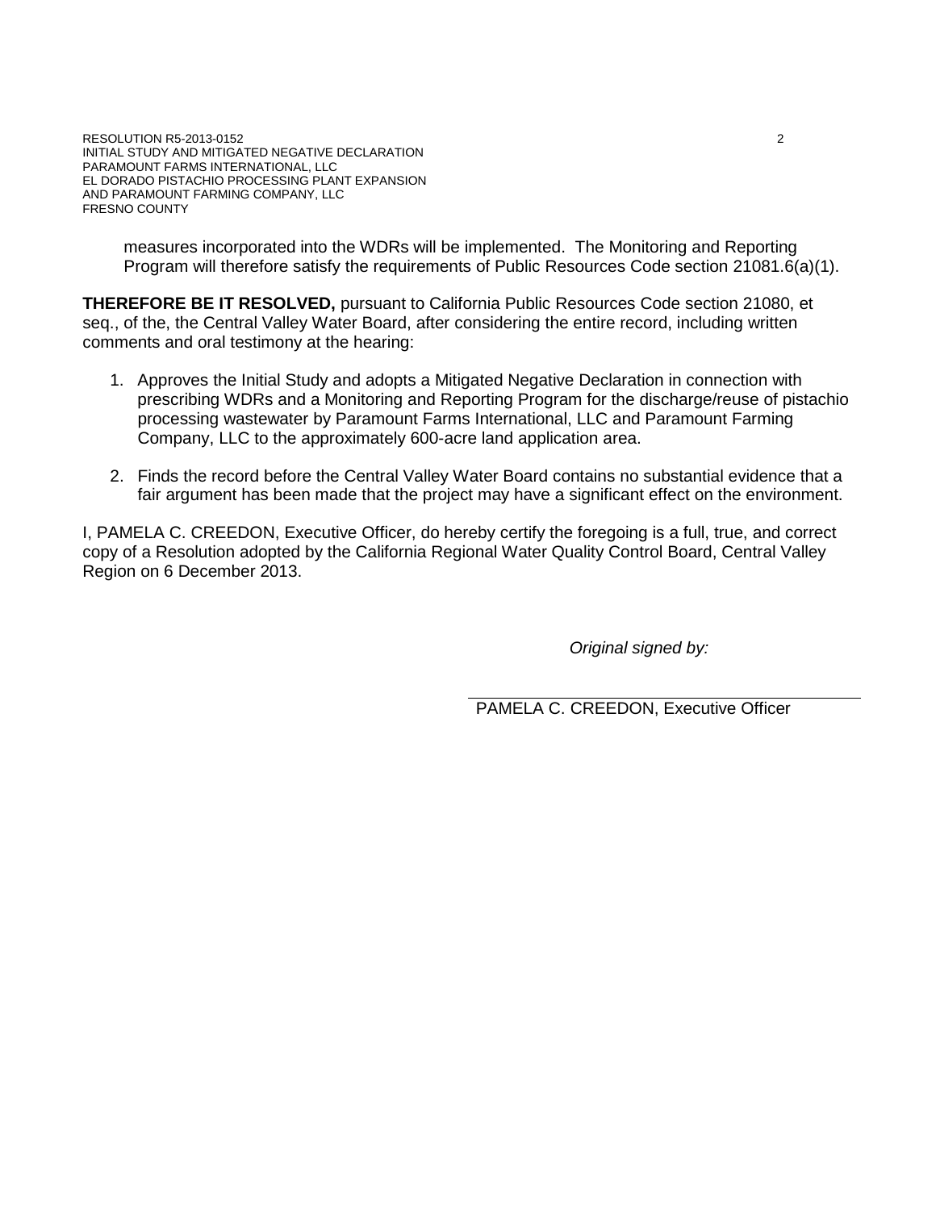measures incorporated into the WDRs will be implemented. The Monitoring and Reporting Program will therefore satisfy the requirements of Public Resources Code section 21081.6(a)(1).

**THEREFORE BE IT RESOLVED,** pursuant to California Public Resources Code section 21080, et seq., of the, the Central Valley Water Board, after considering the entire record, including written comments and oral testimony at the hearing:

1. Approves the Initial Study and adopts a Mitigated Negative Declaration in connection with prescribing WDRs and a Monitoring and Reporting Program for the discharge/reuse of pistachio processing wastewater by Paramount Farms International, LLC and Paramount Farming Company, LLC to the approximately 600-acre land application area.

2. Finds the record before the Central Valley Water Board contains no substantial evidence that a fair argument has been made that the project may have a significant effect on the environment.

I, PAMELA C. CREEDON, Executive Officer, do hereby certify the foregoing is a full, true, and correct copy of a Resolution adopted by the California Regional Water Quality Control Board, Central Valley Region on 6 December 2013.

*Original signed by:*

PAMELA C. CREEDON, Executive Officer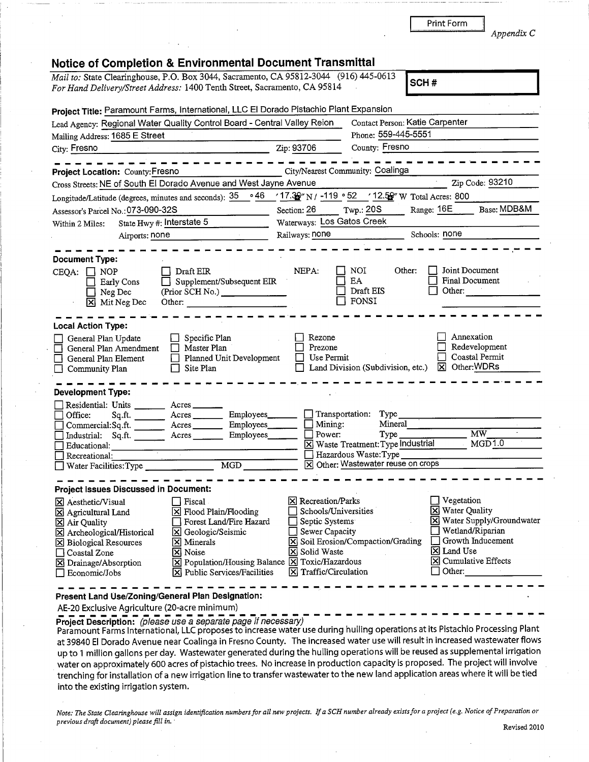Print Form

*Appendix C*

## Notice of Completion & Environmental Document Transmittal

*Mail to:* State Clearinghouse, P.O. Box 3044, Sacramento, CA 95812-3044 (916) 445-0613
*For Hand Delivery/Street Address:* 1400 Tenth Street, Sacramento, CA 95814

**SCH #**

**Project Title:** Paramount Farms, International, LLC El Dorado Pistachio Plant Expansion

Lead Agency: Regional Water Quality Control Board - Central Valley Reion
Contact Person: Katie Carpenter
Mailing Address: 1685 E Street
Phone: 559-445-5551
City: Fresno
Zip: 93706
County: Fresno

---

**Project Location:** County: Fresno
City/Nearest Community: Coalinga
Cross Streets: NE of South El Dorado Avenue and West Jayne Avenue
Zip Code: 93210
Longitude/Latitude (degrees, minutes and seconds): 35 °46 ′17.39″ N / -119 °52 ′12.59″ W Total Acres: 800
Assessor's Parcel No.: 073-090-32S
Section: 26 Twp.: 20S Range: 16E Base: MDB&M
Within 2 Miles: State Hwy #: Interstate 5
Waterways: Los Gatos Creek
Airports: none
Railways: none
Schools: none

---

**Document Type:**

CEQA: ☐ NOP ☐ Early Cons ☐ Neg Dec ☒ Mit Neg Dec ☐ Draft EIR ☐ Supplement/Subsequent EIR (Prior SCH No.) ______ Other: ______

NEPA: ☐ NOI ☐ EA ☐ Draft EIS ☐ FONSI

Other: ☐ Joint Document ☐ Final Document ☐ Other: ______

---

**Local Action Type:**

☐ General Plan Update
☐ General Plan Amendment
☐ General Plan Element
☐ Community Plan
☐ Specific Plan
☐ Master Plan
☐ Planned Unit Development
☐ Site Plan
☐ Rezone
☐ Prezone
☐ Use Permit
☐ Land Division (Subdivision, etc.)
☐ Annexation
☐ Redevelopment
☐ Coastal Permit
☒ Other: WDRs

---

**Development Type:**

☐ Residential: Units ______ Acres ______
☐ Office: Sq.ft. ______ Acres ______ Employees ______
☐ Commercial: Sq.ft. ______ Acres ______ Employees ______
☐ Industrial: Sq.ft. ______ Acres ______ Employees ______
☐ Educational: ______
☐ Recreational: ______
☐ Water Facilities: Type ______ MGD ______
☐ Transportation: Type ______
☐ Mining: Mineral ______
☐ Power: Type ______ MW ______
☒ Waste Treatment: Type Industrial MGD 1.0
☐ Hazardous Waste: Type ______
☒ Other: Wastewater reuse on crops

---

**Project Issues Discussed in Document:**

☒ Aesthetic/Visual
☒ Agricultural Land
☒ Air Quality
☒ Archeological/Historical
☒ Biological Resources
☐ Coastal Zone
☒ Drainage/Absorption
☐ Economic/Jobs
☐ Fiscal
☒ Flood Plain/Flooding
☐ Forest Land/Fire Hazard
☒ Geologic/Seismic
☒ Minerals
☒ Noise
☒ Population/Housing Balance
☒ Public Services/Facilities
☒ Recreation/Parks
☐ Schools/Universities
☐ Septic Systems
☐ Sewer Capacity
☒ Soil Erosion/Compaction/Grading
☒ Solid Waste
☒ Toxic/Hazardous
☒ Traffic/Circulation
☐ Vegetation
☒ Water Quality
☒ Water Supply/Groundwater
☐ Wetland/Riparian
☐ Growth Inducement
☒ Land Use
☒ Cumulative Effects
☐ Other: ______

---

**Present Land Use/Zoning/General Plan Designation:**

AE-20 Exclusive Agriculture (20-acre minimum)

---

**Project Description:** *(please use a separate page if necessary)*

Paramount Farms International, LLC proposes to increase water use during hulling operations at its Pistachio Processing Plant at 39840 El Dorado Avenue near Coalinga in Fresno County. The increased water use will result in increased wastewater flows up to 1 million gallons per day. Wastewater generated during the hulling operations will be reused as supplemental irrigation water on approximately 600 acres of pistachio trees. No increase in production capacity is proposed. The project will involve trenching for installation of a new irrigation line to transfer wastewater to the new land application areas where it will be tied into the existing irrigation system.

*Note: The State Clearinghouse will assign identification numbers for all new projects. If a SCH number already exists for a project (e.g. Notice of Preparation or previous draft document) please fill in.*

Revised 2010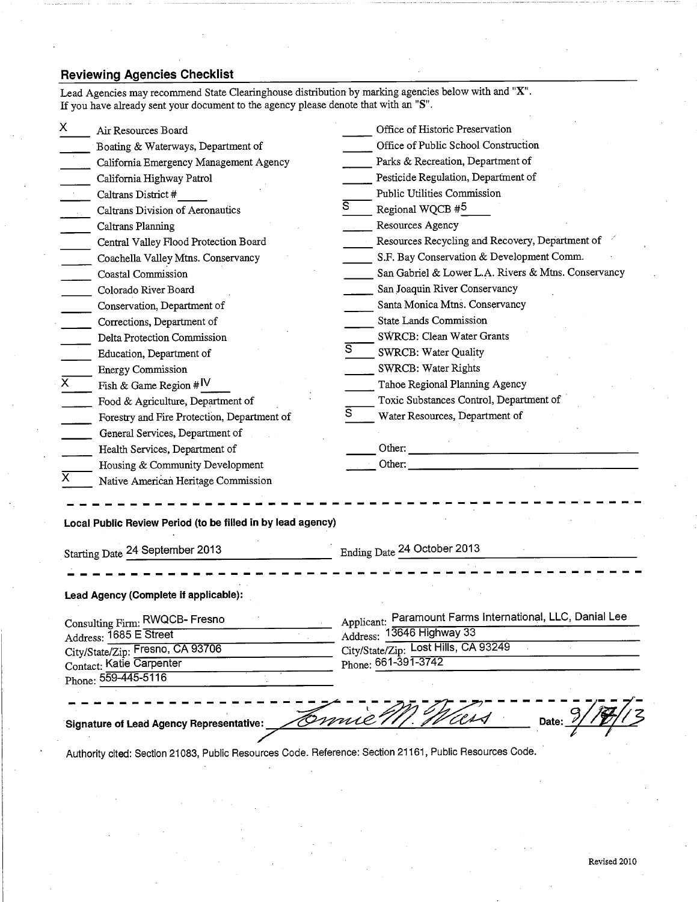## Reviewing Agencies Checklist

Lead Agencies may recommend State Clearinghouse distribution by marking agencies below with and "X".
If you have already sent your document to the agency please denote that with an "S".

| Mark | Agency | Mark | Agency |
|---|---|---|---|
| X | Air Resources Board | | Office of Historic Preservation |
| | Boating & Waterways, Department of | | Office of Public School Construction |
| | California Emergency Management Agency | | Parks & Recreation, Department of |
| | California Highway Patrol | | Pesticide Regulation, Department of |
| | Caltrans District # ____ | | Public Utilities Commission |
| | Caltrans Division of Aeronautics | S | Regional WQCB #5 |
| | Caltrans Planning | | Resources Agency |
| | Central Valley Flood Protection Board | | Resources Recycling and Recovery, Department of |
| | Coachella Valley Mtns. Conservancy | | S.F. Bay Conservation & Development Comm. |
| | Coastal Commission | | San Gabriel & Lower L.A. Rivers & Mtns. Conservancy |
| | Colorado River Board | | San Joaquin River Conservancy |
| | Conservation, Department of | | Santa Monica Mtns. Conservancy |
| | Corrections, Department of | | State Lands Commission |
| | Delta Protection Commission | | SWRCB: Clean Water Grants |
| | Education, Department of | S | SWRCB: Water Quality |
| | Energy Commission | | SWRCB: Water Rights |
| X | Fish & Game Region # IV | | Tahoe Regional Planning Agency |
| | Food & Agriculture, Department of | | Toxic Substances Control, Department of |
| | Forestry and Fire Protection, Department of | S | Water Resources, Department of |
| | General Services, Department of | | |
| | Health Services, Department of | | Other: |
| | Housing & Community Development | | Other: |
| X | Native American Heritage Commission | | |

---

**Local Public Review Period (to be filled in by lead agency)**

Starting Date 24 September 2013 Ending Date 24 October 2013

---

**Lead Agency (Complete if applicable):**

Consulting Firm: RWQCB- Fresno
Address: 1685 E Street
City/State/Zip: Fresno, CA 93706
Contact: Katie Carpenter
Phone: 559-445-5116

Applicant: Paramount Farms International, LLC, Danial Lee
Address: 13646 Highway 33
City/State/Zip: Lost Hills, CA 93249
Phone: 661-391-3742

---

**Signature of Lead Agency Representative:** [signature] **Date:** 9/17/13

Authority cited: Section 21083, Public Resources Code. Reference: Section 21161, Public Resources Code.

Revised 2010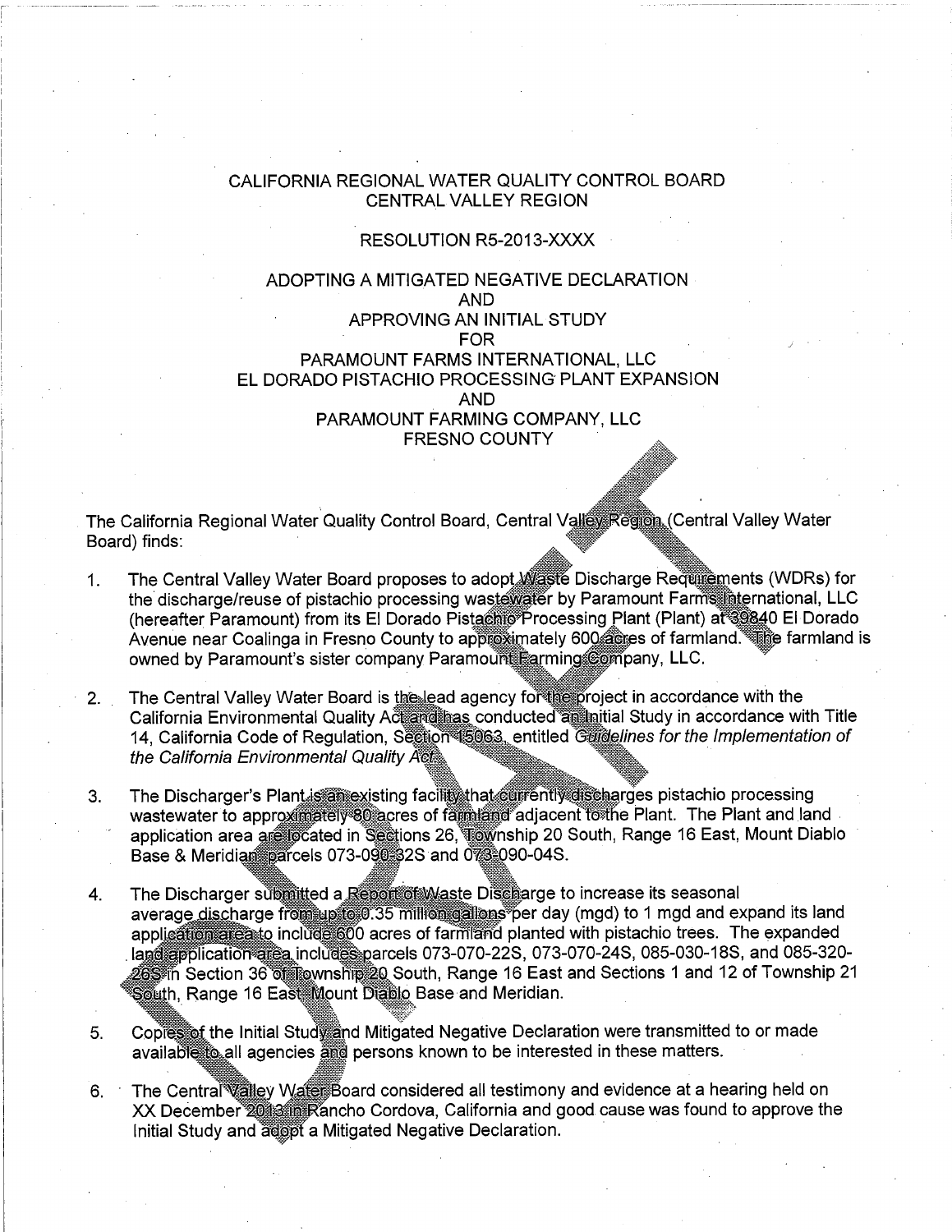CALIFORNIA REGIONAL WATER QUALITY CONTROL BOARD
CENTRAL VALLEY REGION

RESOLUTION R5-2013-XXXX

ADOPTING A MITIGATED NEGATIVE DECLARATION
AND
APPROVING AN INITIAL STUDY
FOR
PARAMOUNT FARMS INTERNATIONAL, LLC
EL DORADO PISTACHIO PROCESSING PLANT EXPANSION
AND
PARAMOUNT FARMING COMPANY, LLC
FRESNO COUNTY

The California Regional Water Quality Control Board, Central Valley Region (Central Valley Water Board) finds:

1. The Central Valley Water Board proposes to adopt Waste Discharge Requirements (WDRs) for the discharge/reuse of pistachio processing wastewater by Paramount Farms International, LLC (hereafter Paramount) from its El Dorado Pistachio Processing Plant (Plant) at 39840 El Dorado Avenue near Coalinga in Fresno County to approximately 600 acres of farmland. The farmland is owned by Paramount's sister company Paramount Farming Company, LLC.

2. The Central Valley Water Board is the lead agency for the project in accordance with the California Environmental Quality Act and has conducted an Initial Study in accordance with Title 14, California Code of Regulation, Section 15063, entitled *Guidelines for the Implementation of the California Environmental Quality Act*.

3. The Discharger's Plant is an existing facility that currently discharges pistachio processing wastewater to approximately 80 acres of farmland adjacent to the Plant. The Plant and land application area are located in Sections 26, Township 20 South, Range 16 East, Mount Diablo Base & Meridian, parcels 073-090-32S and 073-090-04S.

4. The Discharger submitted a Report of Waste Discharge to increase its seasonal average discharge from up to 0.35 million gallons per day (mgd) to 1 mgd and expand its land application area to include 600 acres of farmland planted with pistachio trees. The expanded land application area includes parcels 073-070-22S, 073-070-24S, 085-030-18S, and 085-320-26S in Section 36 of Township 20 South, Range 16 East and Sections 1 and 12 of Township 21 South, Range 16 East, Mount Diablo Base and Meridian.

5. Copies of the Initial Study and Mitigated Negative Declaration were transmitted to or made available to all agencies and persons known to be interested in these matters.

6. The Central Valley Water Board considered all testimony and evidence at a hearing held on XX December 2013 in Rancho Cordova, California and good cause was found to approve the Initial Study and adopt a Mitigated Negative Declaration.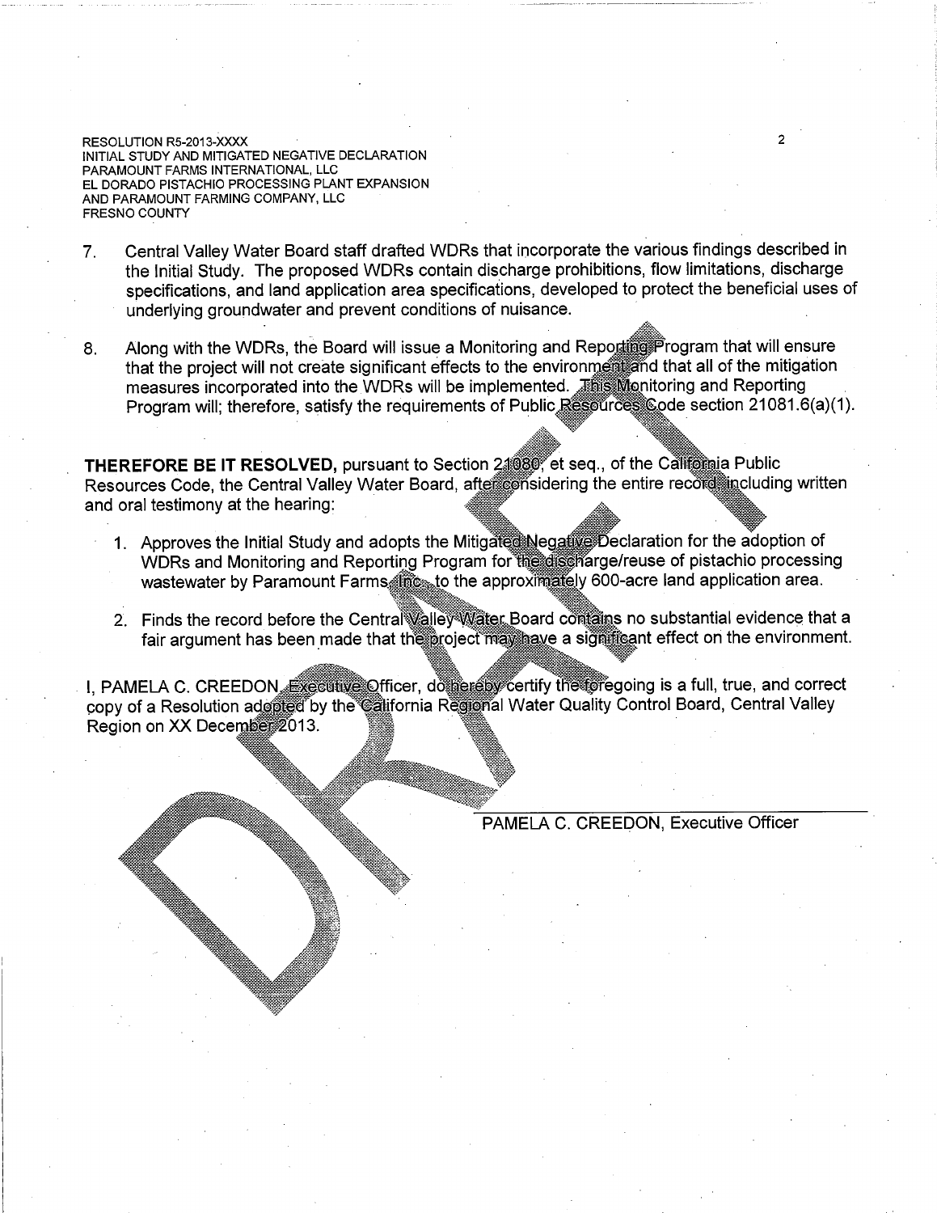7. Central Valley Water Board staff drafted WDRs that incorporate the various findings described in the Initial Study. The proposed WDRs contain discharge prohibitions, flow limitations, discharge specifications, and land application area specifications, developed to protect the beneficial uses of underlying groundwater and prevent conditions of nuisance.

8. Along with the WDRs, the Board will issue a Monitoring and Reporting Program that will ensure that the project will not create significant effects to the environment and that all of the mitigation measures incorporated into the WDRs will be implemented. This Monitoring and Reporting Program will; therefore, satisfy the requirements of Public Resources Code section 21081.6(a)(1).

**THEREFORE BE IT RESOLVED,** pursuant to Section 21080, et seq., of the California Public Resources Code, the Central Valley Water Board, after considering the entire record, including written and oral testimony at the hearing:

1. Approves the Initial Study and adopts the Mitigated Negative Declaration for the adoption of WDRs and Monitoring and Reporting Program for the discharge/reuse of pistachio processing wastewater by Paramount Farms, Inc., to the approximately 600-acre land application area.

2. Finds the record before the Central Valley Water Board contains no substantial evidence that a fair argument has been made that the project may have a significant effect on the environment.

I, PAMELA C. CREEDON, Executive Officer, do hereby certify the foregoing is a full, true, and correct copy of a Resolution adopted by the California Regional Water Quality Control Board, Central Valley Region on XX December 2013.

PAMELA C. CREEDON, Executive Officer

DRAFT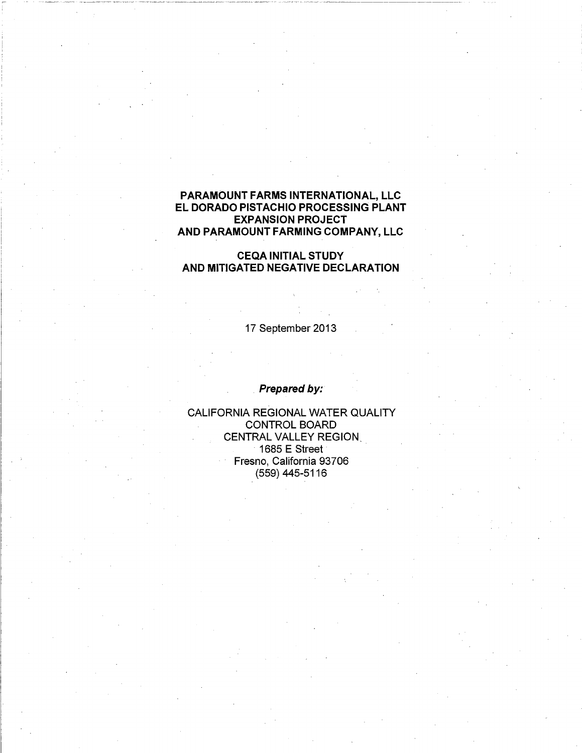# PARAMOUNT FARMS INTERNATIONAL, LLC
# EL DORADO PISTACHIO PROCESSING PLANT EXPANSION PROJECT
# AND PARAMOUNT FARMING COMPANY, LLC

## CEQA INITIAL STUDY AND MITIGATED NEGATIVE DECLARATION

17 September 2013

***Prepared by:***

CALIFORNIA REGIONAL WATER QUALITY CONTROL BOARD
CENTRAL VALLEY REGION
1685 E Street
Fresno, California 93706
(559) 445-5116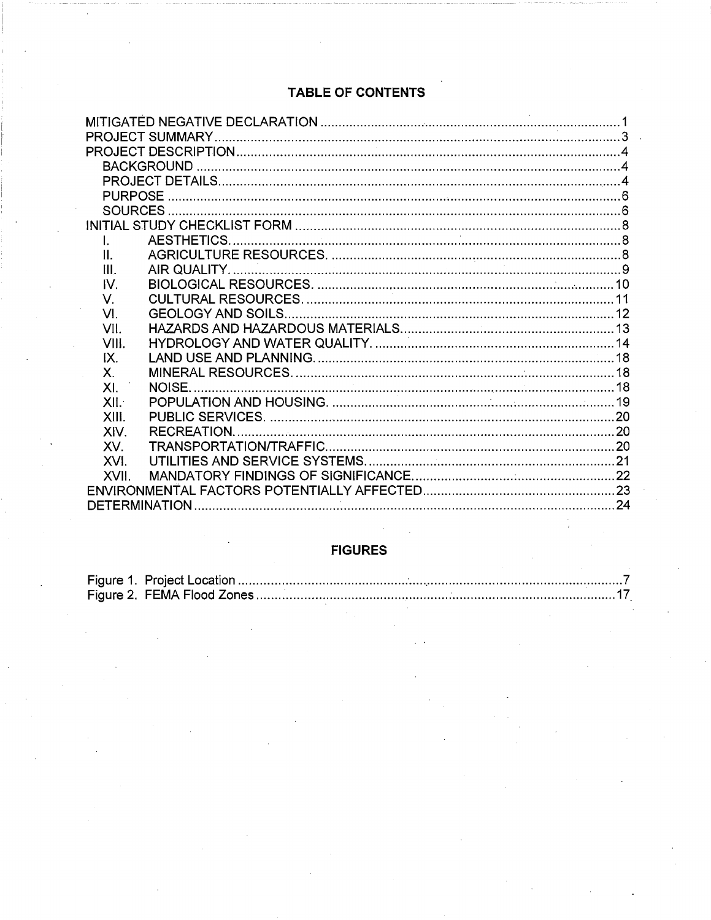## TABLE OF CONTENTS

MITIGATED NEGATIVE DECLARATION ........ 1
PROJECT SUMMARY ........ 3
PROJECT DESCRIPTION ........ 4
- BACKGROUND ........ 4
- PROJECT DETAILS ........ 4
- PURPOSE ........ 6
- SOURCES ........ 6

INITIAL STUDY CHECKLIST FORM ........ 8
- I. AESTHETICS ........ 8
- II. AGRICULTURE RESOURCES ........ 8
- III. AIR QUALITY ........ 9
- IV. BIOLOGICAL RESOURCES ........ 10
- V. CULTURAL RESOURCES ........ 11
- VI. GEOLOGY AND SOILS ........ 12
- VII. HAZARDS AND HAZARDOUS MATERIALS ........ 13
- VIII. HYDROLOGY AND WATER QUALITY ........ 14
- IX. LAND USE AND PLANNING ........ 18
- X. MINERAL RESOURCES ........ 18
- XI. NOISE ........ 18
- XII. POPULATION AND HOUSING ........ 19
- XIII. PUBLIC SERVICES ........ 20
- XIV. RECREATION ........ 20
- XV. TRANSPORTATION/TRAFFIC ........ 20
- XVI. UTILITIES AND SERVICE SYSTEMS ........ 21
- XVII. MANDATORY FINDINGS OF SIGNIFICANCE ........ 22

ENVIRONMENTAL FACTORS POTENTIALLY AFFECTED ........ 23
DETERMINATION ........ 24

## FIGURES

Figure 1. Project Location ........ 7
Figure 2. FEMA Flood Zones ........ 17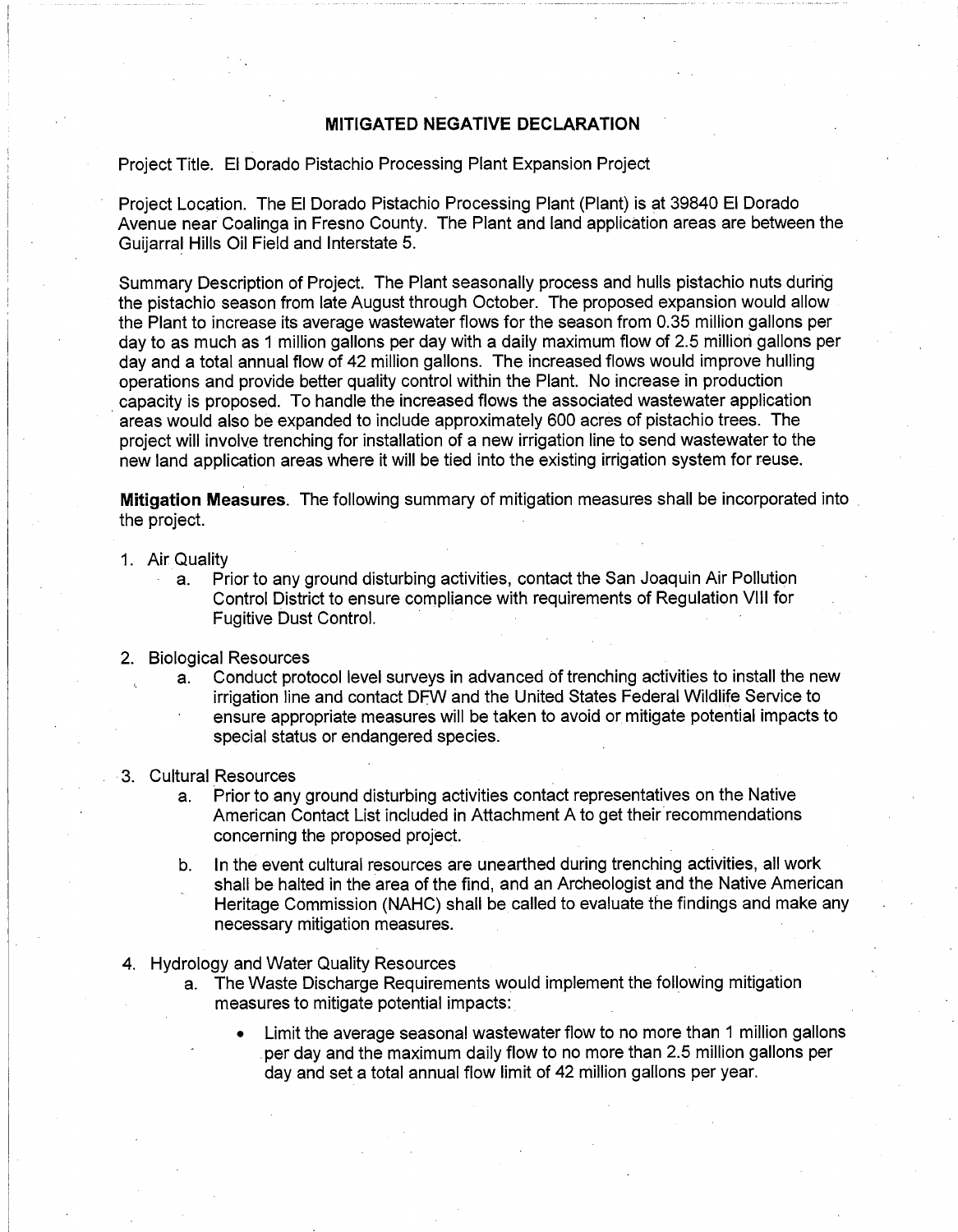**MITIGATED NEGATIVE DECLARATION**

Project Title. El Dorado Pistachio Processing Plant Expansion Project

Project Location. The El Dorado Pistachio Processing Plant (Plant) is at 39840 El Dorado Avenue near Coalinga in Fresno County. The Plant and land application areas are between the Guijarral Hills Oil Field and Interstate 5.

Summary Description of Project. The Plant seasonally process and hulls pistachio nuts during the pistachio season from late August through October. The proposed expansion would allow the Plant to increase its average wastewater flows for the season from 0.35 million gallons per day to as much as 1 million gallons per day with a daily maximum flow of 2.5 million gallons per day and a total annual flow of 42 million gallons. The increased flows would improve hulling operations and provide better quality control within the Plant. No increase in production capacity is proposed. To handle the increased flows the associated wastewater application areas would also be expanded to include approximately 600 acres of pistachio trees. The project will involve trenching for installation of a new irrigation line to send wastewater to the new land application areas where it will be tied into the existing irrigation system for reuse.

**Mitigation Measures**. The following summary of mitigation measures shall be incorporated into the project.

1. Air Quality
   a. Prior to any ground disturbing activities, contact the San Joaquin Air Pollution Control District to ensure compliance with requirements of Regulation VIII for Fugitive Dust Control.

2. Biological Resources
   a. Conduct protocol level surveys in advanced of trenching activities to install the new irrigation line and contact DFW and the United States Federal Wildlife Service to ensure appropriate measures will be taken to avoid or mitigate potential impacts to special status or endangered species.

3. Cultural Resources
   a. Prior to any ground disturbing activities contact representatives on the Native American Contact List included in Attachment A to get their recommendations concerning the proposed project.
   b. In the event cultural resources are unearthed during trenching activities, all work shall be halted in the area of the find, and an Archeologist and the Native American Heritage Commission (NAHC) shall be called to evaluate the findings and make any necessary mitigation measures.

4. Hydrology and Water Quality Resources
   a. The Waste Discharge Requirements would implement the following mitigation measures to mitigate potential impacts:
      - Limit the average seasonal wastewater flow to no more than 1 million gallons per day and the maximum daily flow to no more than 2.5 million gallons per day and set a total annual flow limit of 42 million gallons per year.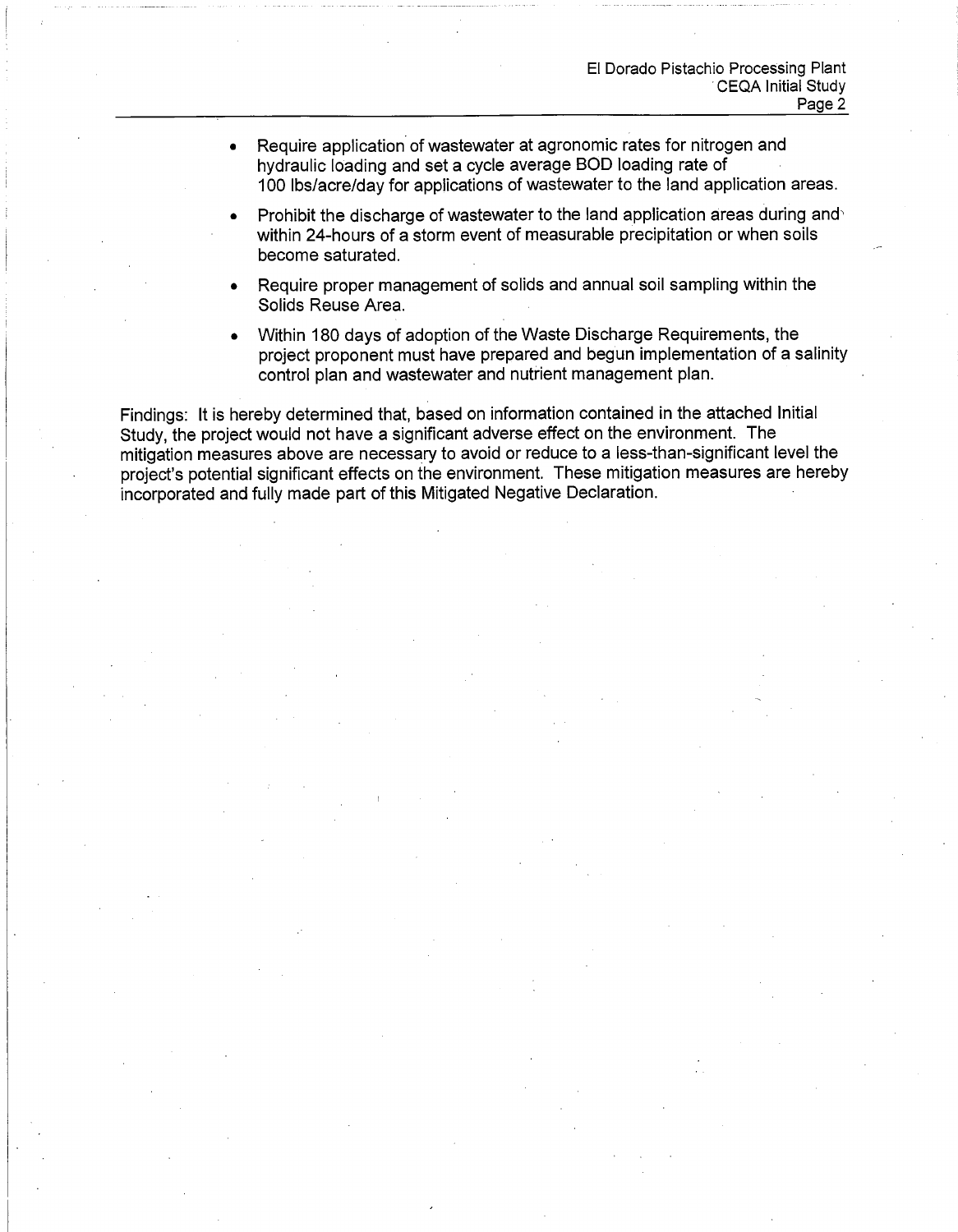- Require application of wastewater at agronomic rates for nitrogen and hydraulic loading and set a cycle average BOD loading rate of 100 lbs/acre/day for applications of wastewater to the land application areas.
- Prohibit the discharge of wastewater to the land application areas during and within 24-hours of a storm event of measurable precipitation or when soils become saturated.
- Require proper management of solids and annual soil sampling within the Solids Reuse Area.
- Within 180 days of adoption of the Waste Discharge Requirements, the project proponent must have prepared and begun implementation of a salinity control plan and wastewater and nutrient management plan.

Findings: It is hereby determined that, based on information contained in the attached Initial Study, the project would not have a significant adverse effect on the environment. The mitigation measures above are necessary to avoid or reduce to a less-than-significant level the project's potential significant effects on the environment. These mitigation measures are hereby incorporated and fully made part of this Mitigated Negative Declaration.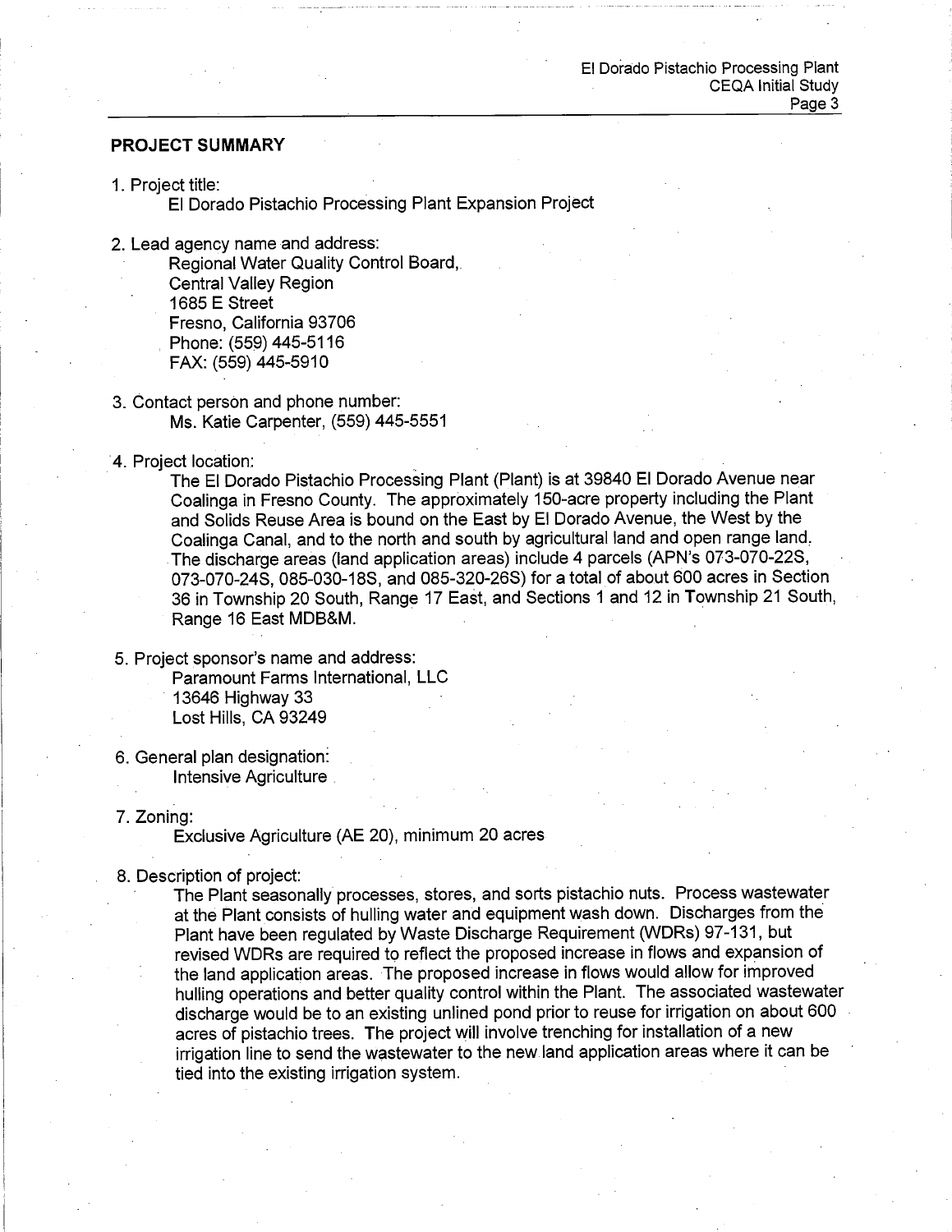## PROJECT SUMMARY

1. Project title:
   El Dorado Pistachio Processing Plant Expansion Project

2. Lead agency name and address:
   Regional Water Quality Control Board,
   Central Valley Region
   1685 E Street
   Fresno, California 93706
   Phone: (559) 445-5116
   FAX: (559) 445-5910

3. Contact person and phone number:
   Ms. Katie Carpenter, (559) 445-5551

4. Project location:
   The El Dorado Pistachio Processing Plant (Plant) is at 39840 El Dorado Avenue near Coalinga in Fresno County. The approximately 150-acre property including the Plant and Solids Reuse Area is bound on the East by El Dorado Avenue, the West by the Coalinga Canal, and to the north and south by agricultural land and open range land. The discharge areas (land application areas) include 4 parcels (APN's 073-070-22S, 073-070-24S, 085-030-18S, and 085-320-26S) for a total of about 600 acres in Section 36 in Township 20 South, Range 17 East, and Sections 1 and 12 in Township 21 South, Range 16 East MDB&M.

5. Project sponsor's name and address:
   Paramount Farms International, LLC
   13646 Highway 33
   Lost Hills, CA 93249

6. General plan designation:
   Intensive Agriculture

7. Zoning:
   Exclusive Agriculture (AE 20), minimum 20 acres

8. Description of project:
   The Plant seasonally processes, stores, and sorts pistachio nuts. Process wastewater at the Plant consists of hulling water and equipment wash down. Discharges from the Plant have been regulated by Waste Discharge Requirement (WDRs) 97-131, but revised WDRs are required to reflect the proposed increase in flows and expansion of the land application areas. The proposed increase in flows would allow for improved hulling operations and better quality control within the Plant. The associated wastewater discharge would be to an existing unlined pond prior to reuse for irrigation on about 600 acres of pistachio trees. The project will involve trenching for installation of a new irrigation line to send the wastewater to the new land application areas where it can be tied into the existing irrigation system.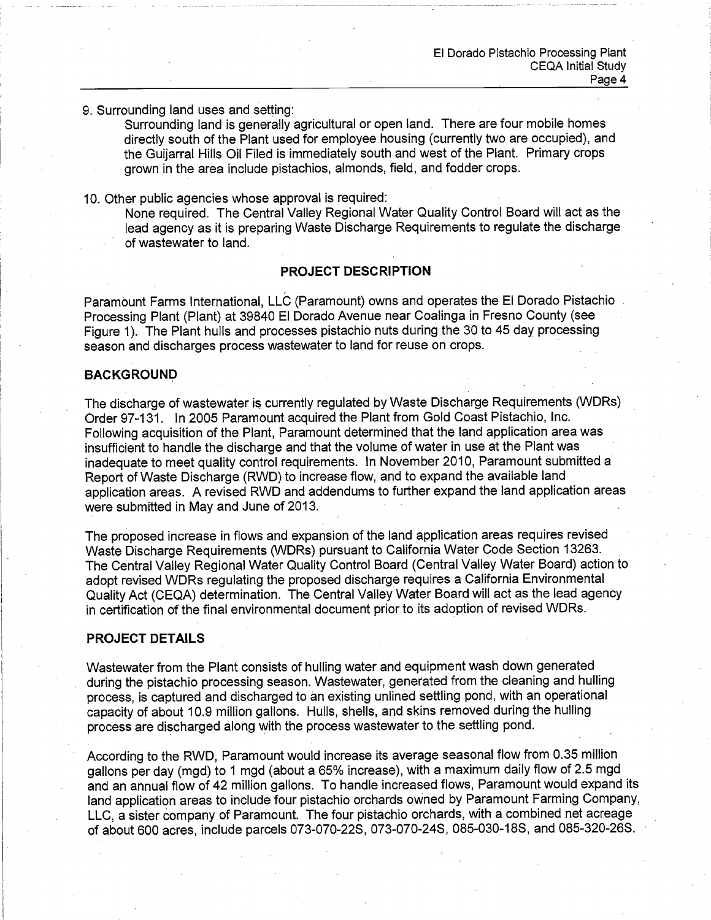9. Surrounding land uses and setting:

   Surrounding land is generally agricultural or open land. There are four mobile homes directly south of the Plant used for employee housing (currently two are occupied), and the Guijarral Hills Oil Filed is immediately south and west of the Plant. Primary crops grown in the area include pistachios, almonds, field, and fodder crops.

10. Other public agencies whose approval is required:

    None required. The Central Valley Regional Water Quality Control Board will act as the lead agency as it is preparing Waste Discharge Requirements to regulate the discharge of wastewater to land.

## PROJECT DESCRIPTION

Paramount Farms International, LLC (Paramount) owns and operates the El Dorado Pistachio Processing Plant (Plant) at 39840 El Dorado Avenue near Coalinga in Fresno County (see Figure 1). The Plant hulls and processes pistachio nuts during the 30 to 45 day processing season and discharges process wastewater to land for reuse on crops.

### BACKGROUND

The discharge of wastewater is currently regulated by Waste Discharge Requirements (WDRs) Order 97-131. In 2005 Paramount acquired the Plant from Gold Coast Pistachio, Inc. Following acquisition of the Plant, Paramount determined that the land application area was insufficient to handle the discharge and that the volume of water in use at the Plant was inadequate to meet quality control requirements. In November 2010, Paramount submitted a Report of Waste Discharge (RWD) to increase flow, and to expand the available land application areas. A revised RWD and addendums to further expand the land application areas were submitted in May and June of 2013.

The proposed increase in flows and expansion of the land application areas requires revised Waste Discharge Requirements (WDRs) pursuant to California Water Code Section 13263. The Central Valley Regional Water Quality Control Board (Central Valley Water Board) action to adopt revised WDRs regulating the proposed discharge requires a California Environmental Quality Act (CEQA) determination. The Central Valley Water Board will act as the lead agency in certification of the final environmental document prior to its adoption of revised WDRs.

### PROJECT DETAILS

Wastewater from the Plant consists of hulling water and equipment wash down generated during the pistachio processing season. Wastewater, generated from the cleaning and hulling process, is captured and discharged to an existing unlined settling pond, with an operational capacity of about 10.9 million gallons. Hulls, shells, and skins removed during the hulling process are discharged along with the process wastewater to the settling pond.

According to the RWD, Paramount would increase its average seasonal flow from 0.35 million gallons per day (mgd) to 1 mgd (about a 65% increase), with a maximum daily flow of 2.5 mgd and an annual flow of 42 million gallons. To handle increased flows, Paramount would expand its land application areas to include four pistachio orchards owned by Paramount Farming Company, LLC, a sister company of Paramount. The four pistachio orchards, with a combined net acreage of about 600 acres, include parcels 073-070-22S, 073-070-24S, 085-030-18S, and 085-320-26S.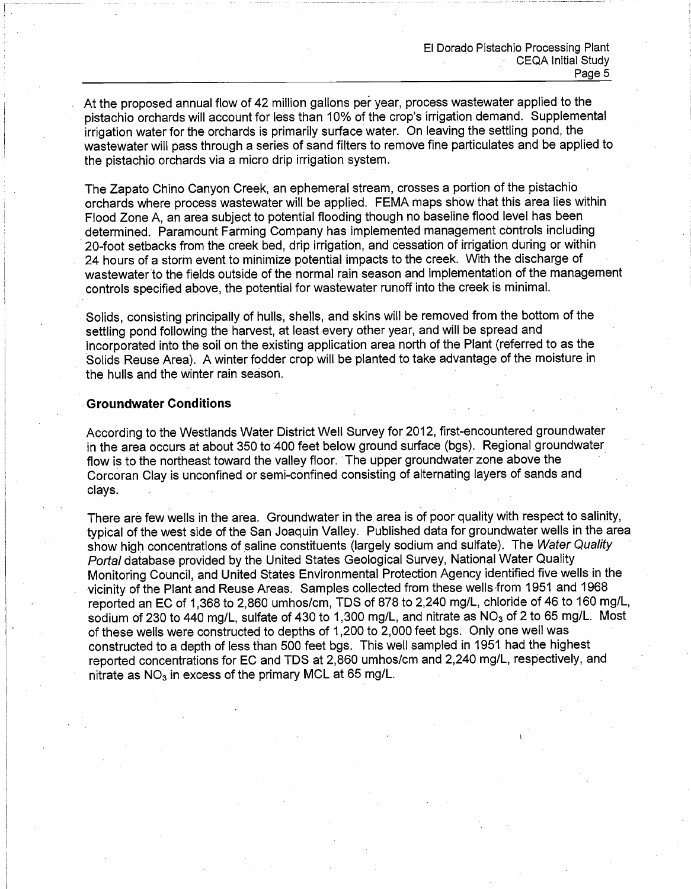At the proposed annual flow of 42 million gallons per year, process wastewater applied to the pistachio orchards will account for less than 10% of the crop's irrigation demand. Supplemental irrigation water for the orchards is primarily surface water. On leaving the settling pond, the wastewater will pass through a series of sand filters to remove fine particulates and be applied to the pistachio orchards via a micro drip irrigation system.

The Zapato Chino Canyon Creek, an ephemeral stream, crosses a portion of the pistachio orchards where process wastewater will be applied. FEMA maps show that this area lies within Flood Zone A, an area subject to potential flooding though no baseline flood level has been determined. Paramount Farming Company has implemented management controls including 20-foot setbacks from the creek bed, drip irrigation, and cessation of irrigation during or within 24 hours of a storm event to minimize potential impacts to the creek. With the discharge of wastewater to the fields outside of the normal rain season and implementation of the management controls specified above, the potential for wastewater runoff into the creek is minimal.

Solids, consisting principally of hulls, shells, and skins will be removed from the bottom of the settling pond following the harvest, at least every other year, and will be spread and incorporated into the soil on the existing application area north of the Plant (referred to as the Solids Reuse Area). A winter fodder crop will be planted to take advantage of the moisture in the hulls and the winter rain season.

## Groundwater Conditions

According to the Westlands Water District Well Survey for 2012, first-encountered groundwater in the area occurs at about 350 to 400 feet below ground surface (bgs). Regional groundwater flow is to the northeast toward the valley floor. The upper groundwater zone above the Corcoran Clay is unconfined or semi-confined consisting of alternating layers of sands and clays.

There are few wells in the area. Groundwater in the area is of poor quality with respect to salinity, typical of the west side of the San Joaquin Valley. Published data for groundwater wells in the area show high concentrations of saline constituents (largely sodium and sulfate). The *Water Quality Portal* database provided by the United States Geological Survey, National Water Quality Monitoring Council, and United States Environmental Protection Agency identified five wells in the vicinity of the Plant and Reuse Areas. Samples collected from these wells from 1951 and 1968 reported an EC of 1,368 to 2,860 umhos/cm, TDS of 878 to 2,240 mg/L, chloride of 46 to 160 mg/L, sodium of 230 to 440 mg/L, sulfate of 430 to 1,300 mg/L, and nitrate as $NO_3$ of 2 to 65 mg/L. Most of these wells were constructed to depths of 1,200 to 2,000 feet bgs. Only one well was constructed to a depth of less than 500 feet bgs. This well sampled in 1951 had the highest reported concentrations for EC and TDS at 2,860 umhos/cm and 2,240 mg/L, respectively, and nitrate as $NO_3$ in excess of the primary MCL at 65 mg/L.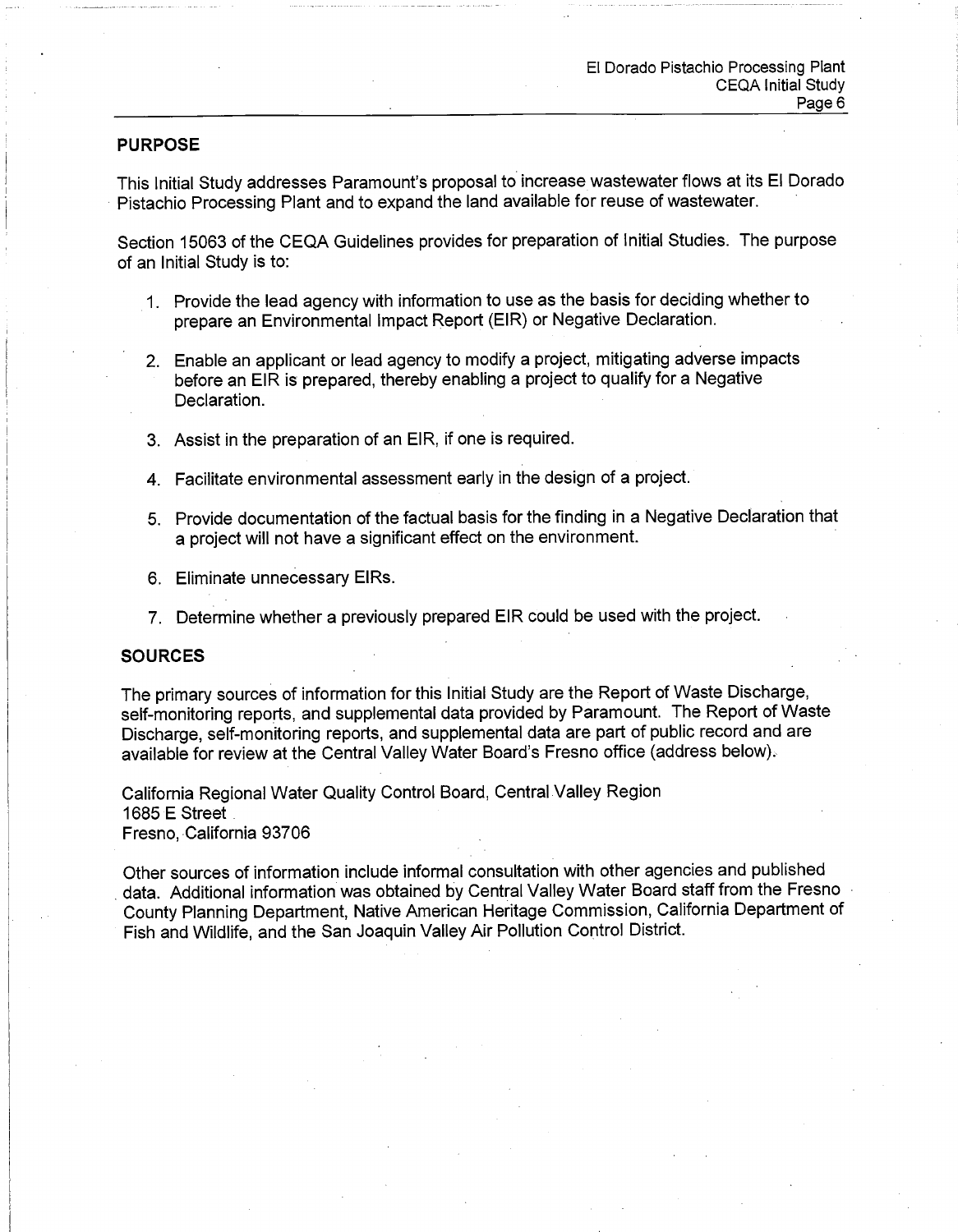## PURPOSE

This Initial Study addresses Paramount's proposal to increase wastewater flows at its El Dorado Pistachio Processing Plant and to expand the land available for reuse of wastewater.

Section 15063 of the CEQA Guidelines provides for preparation of Initial Studies. The purpose of an Initial Study is to:

1. Provide the lead agency with information to use as the basis for deciding whether to prepare an Environmental Impact Report (EIR) or Negative Declaration.
2. Enable an applicant or lead agency to modify a project, mitigating adverse impacts before an EIR is prepared, thereby enabling a project to qualify for a Negative Declaration.
3. Assist in the preparation of an EIR, if one is required.
4. Facilitate environmental assessment early in the design of a project.
5. Provide documentation of the factual basis for the finding in a Negative Declaration that a project will not have a significant effect on the environment.
6. Eliminate unnecessary EIRs.
7. Determine whether a previously prepared EIR could be used with the project.

## SOURCES

The primary sources of information for this Initial Study are the Report of Waste Discharge, self-monitoring reports, and supplemental data provided by Paramount. The Report of Waste Discharge, self-monitoring reports, and supplemental data are part of public record and are available for review at the Central Valley Water Board's Fresno office (address below).

California Regional Water Quality Control Board, Central Valley Region
1685 E Street
Fresno, California 93706

Other sources of information include informal consultation with other agencies and published data. Additional information was obtained by Central Valley Water Board staff from the Fresno County Planning Department, Native American Heritage Commission, California Department of Fish and Wildlife, and the San Joaquin Valley Air Pollution Control District.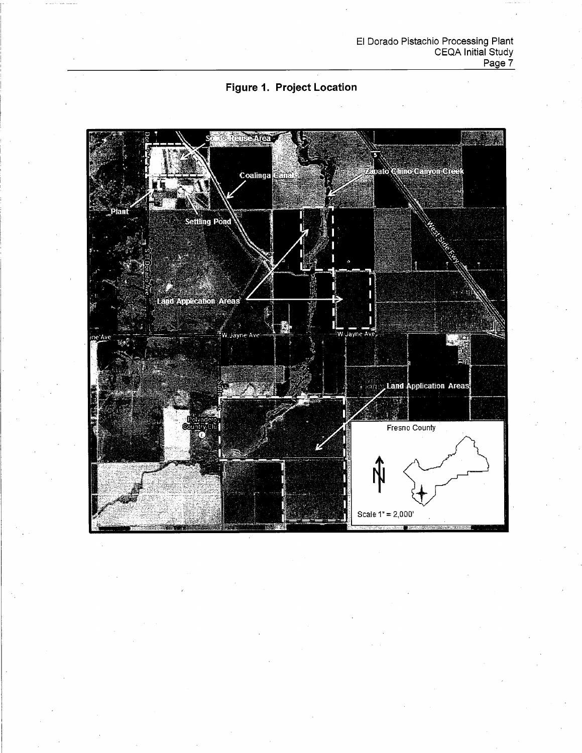**Figure 1. Project Location**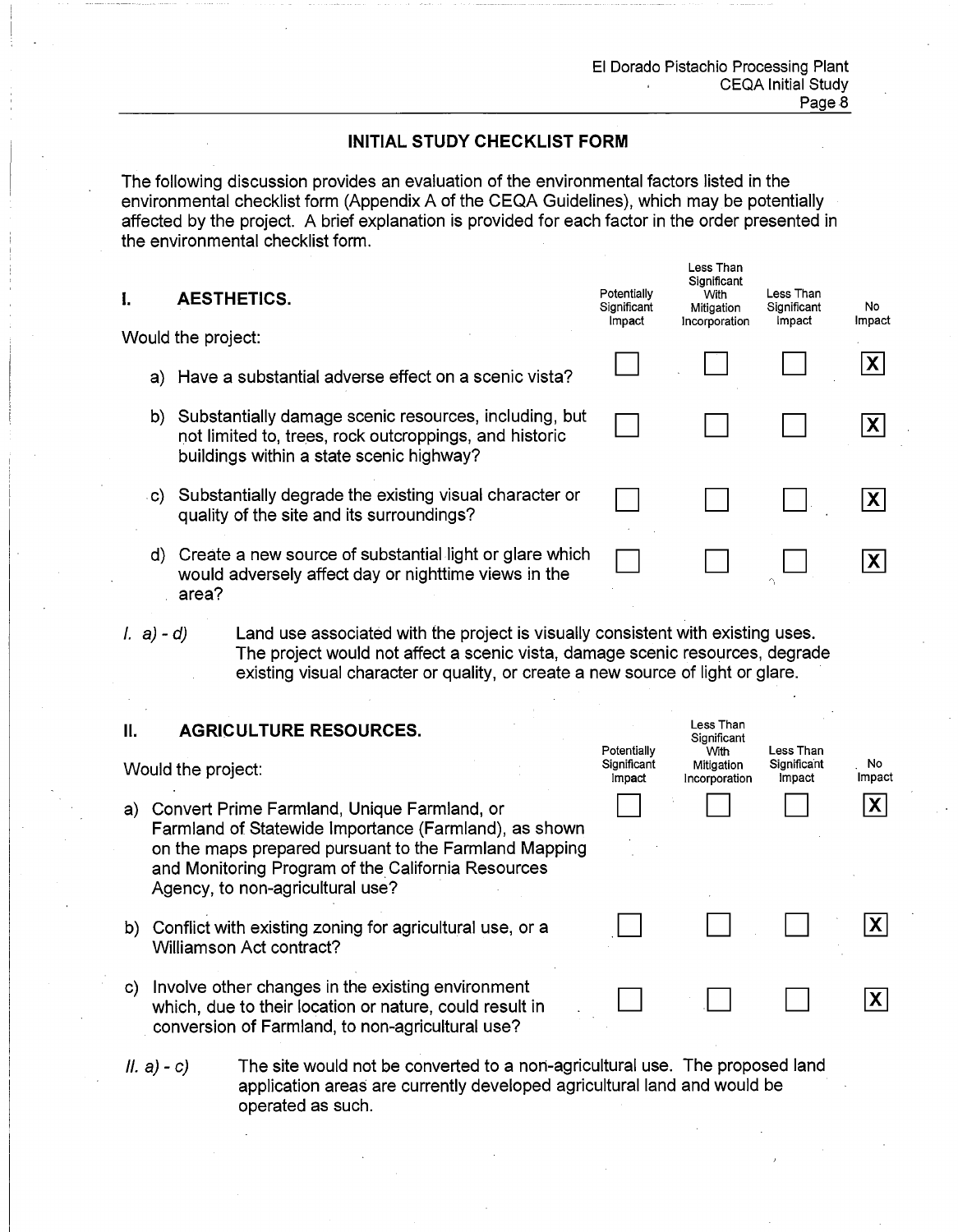## INITIAL STUDY CHECKLIST FORM

The following discussion provides an evaluation of the environmental factors listed in the environmental checklist form (Appendix A of the CEQA Guidelines), which may be potentially affected by the project. A brief explanation is provided for each factor in the order presented in the environmental checklist form.

### I. AESTHETICS.

| Would the project: | Potentially Significant Impact | Less Than Significant With Mitigation Incorporation | Less Than Significant Impact | No Impact |
|---|---|---|---|---|
| a) Have a substantial adverse effect on a scenic vista? | ☐ | ☐ | ☐ | ☒ |
| b) Substantially damage scenic resources, including, but not limited to, trees, rock outcroppings, and historic buildings within a state scenic highway? | ☐ | ☐ | ☐ | ☒ |
| c) Substantially degrade the existing visual character or quality of the site and its surroundings? | ☐ | ☐ | ☐ | ☒ |
| d) Create a new source of substantial light or glare which would adversely affect day or nighttime views in the area? | ☐ | ☐ | ☐ | ☒ |

*I. a) - d)* Land use associated with the project is visually consistent with existing uses. The project would not affect a scenic vista, damage scenic resources, degrade existing visual character or quality, or create a new source of light or glare.

### II. AGRICULTURE RESOURCES.

| Would the project: | Potentially Significant Impact | Less Than Significant With Mitigation Incorporation | Less Than Significant Impact | No Impact |
|---|---|---|---|---|
| a) Convert Prime Farmland, Unique Farmland, or Farmland of Statewide Importance (Farmland), as shown on the maps prepared pursuant to the Farmland Mapping and Monitoring Program of the California Resources Agency, to non-agricultural use? | ☐ | ☐ | ☐ | ☒ |
| b) Conflict with existing zoning for agricultural use, or a Williamson Act contract? | ☐ | ☐ | ☐ | ☒ |
| c) Involve other changes in the existing environment which, due to their location or nature, could result in conversion of Farmland, to non-agricultural use? | ☐ | ☐ | ☐ | ☒ |

*II. a) - c)* The site would not be converted to a non-agricultural use. The proposed land application areas are currently developed agricultural land and would be operated as such.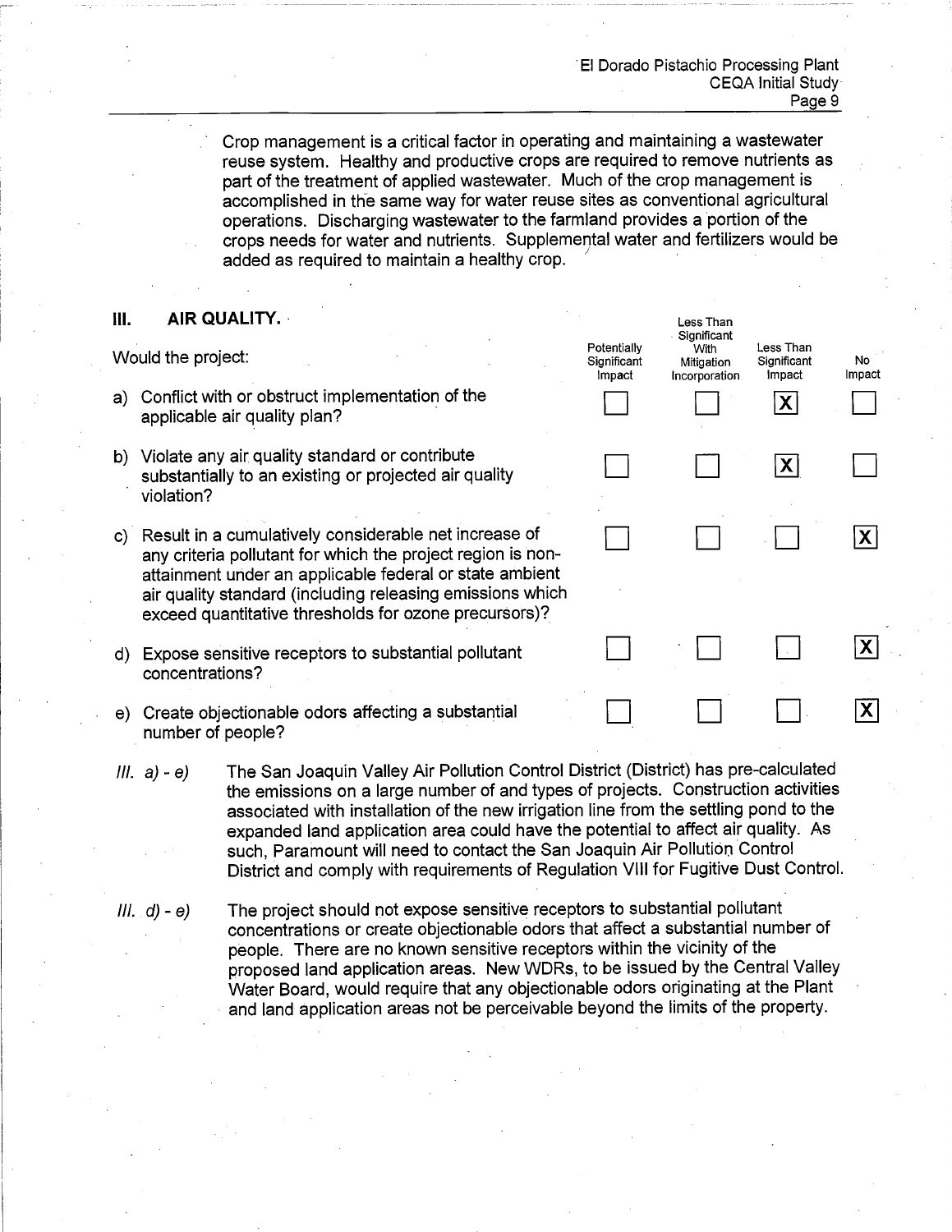Crop management is a critical factor in operating and maintaining a wastewater reuse system. Healthy and productive crops are required to remove nutrients as part of the treatment of applied wastewater. Much of the crop management is accomplished in the same way for water reuse sites as conventional agricultural operations. Discharging wastewater to the farmland provides a portion of the crops needs for water and nutrients. Supplemental water and fertilizers would be added as required to maintain a healthy crop.

## III. AIR QUALITY.

| Would the project: | Potentially Significant Impact | Less Than Significant With Mitigation Incorporation | Less Than Significant Impact | No Impact |
|---|---|---|---|---|
| a) Conflict with or obstruct implementation of the applicable air quality plan? | ☐ | ☐ | ☒ | ☐ |
| b) Violate any air quality standard or contribute substantially to an existing or projected air quality violation? | ☐ | ☐ | ☒ | ☐ |
| c) Result in a cumulatively considerable net increase of any criteria pollutant for which the project region is non-attainment under an applicable federal or state ambient air quality standard (including releasing emissions which exceed quantitative thresholds for ozone precursors)? | ☐ | ☐ | ☐ | ☒ |
| d) Expose sensitive receptors to substantial pollutant concentrations? | ☐ | ☐ | ☐ | ☒ |
| e) Create objectionable odors affecting a substantial number of people? | ☐ | ☐ | ☐ | ☒ |

*III. a) - e)* The San Joaquin Valley Air Pollution Control District (District) has pre-calculated the emissions on a large number of and types of projects. Construction activities associated with installation of the new irrigation line from the settling pond to the expanded land application area could have the potential to affect air quality. As such, Paramount will need to contact the San Joaquin Air Pollution Control District and comply with requirements of Regulation VIII for Fugitive Dust Control.

*III. d) - e)* The project should not expose sensitive receptors to substantial pollutant concentrations or create objectionable odors that affect a substantial number of people. There are no known sensitive receptors within the vicinity of the proposed land application areas. New WDRs, to be issued by the Central Valley Water Board, would require that any objectionable odors originating at the Plant and land application areas not be perceivable beyond the limits of the property.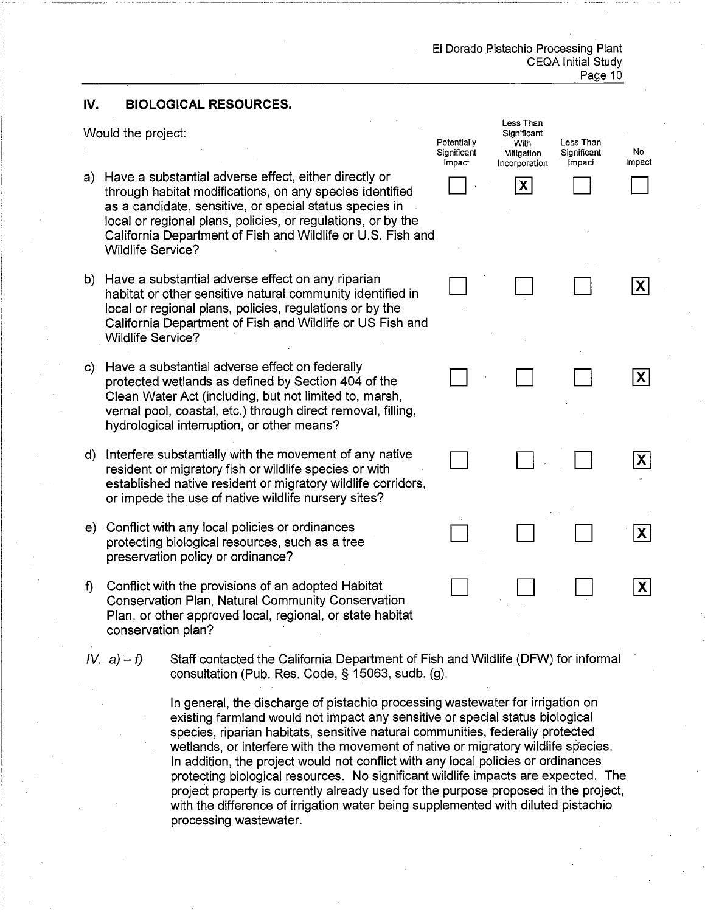## IV. BIOLOGICAL RESOURCES.

| Would the project: | Potentially Significant Impact | Less Than Significant With Mitigation Incorporation | Less Than Significant Impact | No Impact |
|---|---|---|---|---|
| a) Have a substantial adverse effect, either directly or through habitat modifications, on any species identified as a candidate, sensitive, or special status species in local or regional plans, policies, or regulations, or by the California Department of Fish and Wildlife or U.S. Fish and Wildlife Service? | ☐ | ☒ | ☐ | ☐ |
| b) Have a substantial adverse effect on any riparian habitat or other sensitive natural community identified in local or regional plans, policies, regulations or by the California Department of Fish and Wildlife or US Fish and Wildlife Service? | ☐ | ☐ | ☐ | ☒ |
| c) Have a substantial adverse effect on federally protected wetlands as defined by Section 404 of the Clean Water Act (including, but not limited to, marsh, vernal pool, coastal, etc.) through direct removal, filling, hydrological interruption, or other means? | ☐ | ☐ | ☐ | ☒ |
| d) Interfere substantially with the movement of any native resident or migratory fish or wildlife species or with established native resident or migratory wildlife corridors, or impede the use of native wildlife nursery sites? | ☐ | ☐ | ☐ | ☒ |
| e) Conflict with any local policies or ordinances protecting biological resources, such as a tree preservation policy or ordinance? | ☐ | ☐ | ☐ | ☒ |
| f) Conflict with the provisions of an adopted Habitat Conservation Plan, Natural Community Conservation Plan, or other approved local, regional, or state habitat conservation plan? | ☐ | ☐ | ☐ | ☒ |

*IV. a) – f)* Staff contacted the California Department of Fish and Wildlife (DFW) for informal consultation (Pub. Res. Code, § 15063, sudb. (g).

In general, the discharge of pistachio processing wastewater for irrigation on existing farmland would not impact any sensitive or special status biological species, riparian habitats, sensitive natural communities, federally protected wetlands, or interfere with the movement of native or migratory wildlife species. In addition, the project would not conflict with any local policies or ordinances protecting biological resources. No significant wildlife impacts are expected. The project property is currently already used for the purpose proposed in the project, with the difference of irrigation water being supplemented with diluted pistachio processing wastewater.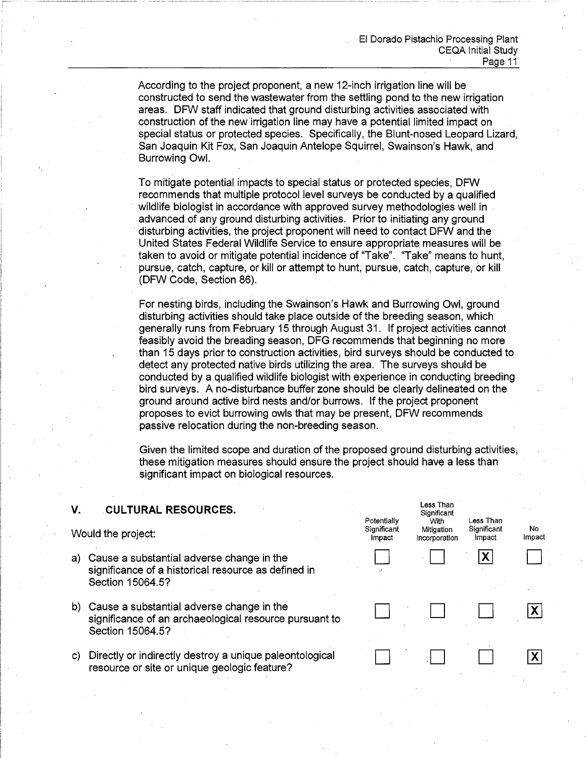According to the project proponent, a new 12-inch irrigation line will be constructed to send the wastewater from the settling pond to the new irrigation areas. DFW staff indicated that ground disturbing activities associated with construction of the new irrigation line may have a potential limited impact on special status or protected species. Specifically, the Blunt-nosed Leopard Lizard, San Joaquin Kit Fox, San Joaquin Antelope Squirrel, Swainson's Hawk, and Burrowing Owl.

To mitigate potential impacts to special status or protected species, DFW recommends that multiple protocol level surveys be conducted by a qualified wildlife biologist in accordance with approved survey methodologies well in advanced of any ground disturbing activities. Prior to initiating any ground disturbing activities, the project proponent will need to contact DFW and the United States Federal Wildlife Service to ensure appropriate measures will be taken to avoid or mitigate potential incidence of "Take". "Take" means to hunt, pursue, catch, capture, or kill or attempt to hunt, pursue, catch, capture, or kill (DFW Code, Section 86).

For nesting birds, including the Swainson's Hawk and Burrowing Owl, ground disturbing activities should take place outside of the breeding season, which generally runs from February 15 through August 31. If project activities cannot feasibly avoid the breading season, DFG recommends that beginning no more than 15 days prior to construction activities, bird surveys should be conducted to detect any protected native birds utilizing the area. The surveys should be conducted by a qualified wildlife biologist with experience in conducting breeding bird surveys. A no-disturbance buffer zone should be clearly delineated on the ground around active bird nests and/or burrows. If the project proponent proposes to evict burrowing owls that may be present, DFW recommends passive relocation during the non-breeding season.

Given the limited scope and duration of the proposed ground disturbing activities, these mitigation measures should ensure the project should have a less than significant impact on biological resources.

## V. CULTURAL RESOURCES.

| Would the project: | Potentially Significant Impact | Less Than Significant With Mitigation Incorporation | Less Than Significant Impact | No Impact |
|---|---|---|---|---|
| a) Cause a substantial adverse change in the significance of a historical resource as defined in Section 15064.5? | ☐ | ☐ | ☒ | ☐ |
| b) Cause a substantial adverse change in the significance of an archaeological resource pursuant to Section 15064.5? | ☐ | ☐ | ☐ | ☒ |
| c) Directly or indirectly destroy a unique paleontological resource or site or unique geologic feature? | ☐ | ☐ | ☐ | ☒ |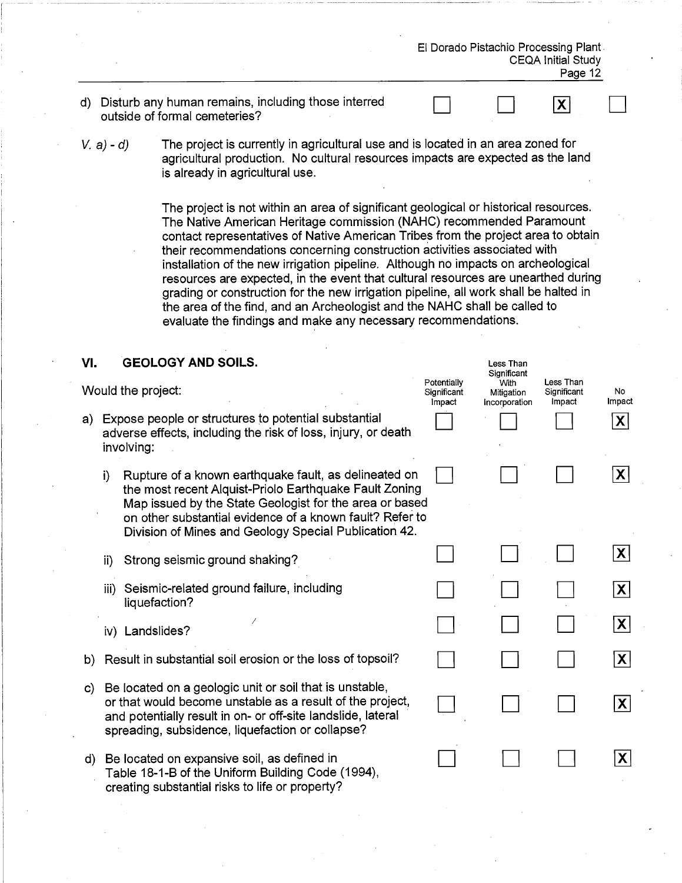| | Potentially Significant Impact | Less Than Significant With Mitigation Incorporation | Less Than Significant Impact | No Impact |
|---|---|---|---|---|
| d) Disturb any human remains, including those interred outside of formal cemeteries? | ☐ | ☐ | ☒ | ☐ |

*V. a) - d)* The project is currently in agricultural use and is located in an area zoned for agricultural production. No cultural resources impacts are expected as the land is already in agricultural use.

The project is not within an area of significant geological or historical resources. The Native American Heritage commission (NAHC) recommended Paramount contact representatives of Native American Tribes from the project area to obtain their recommendations concerning construction activities associated with installation of the new irrigation pipeline. Although no impacts on archeological resources are expected, in the event that cultural resources are unearthed during grading or construction for the new irrigation pipeline, all work shall be halted in the area of the find, and an Archeologist and the NAHC shall be called to evaluate the findings and make any necessary recommendations.

## VI. GEOLOGY AND SOILS.

| Would the project: | Potentially Significant Impact | Less Than Significant With Mitigation Incorporation | Less Than Significant Impact | No Impact |
|---|---|---|---|---|
| a) Expose people or structures to potential substantial adverse effects, including the risk of loss, injury, or death involving: | ☐ | ☐ | ☐ | ☒ |
| i) Rupture of a known earthquake fault, as delineated on the most recent Alquist-Priolo Earthquake Fault Zoning Map issued by the State Geologist for the area or based on other substantial evidence of a known fault? Refer to Division of Mines and Geology Special Publication 42. | ☐ | ☐ | ☐ | ☒ |
| ii) Strong seismic ground shaking? | ☐ | ☐ | ☐ | ☒ |
| iii) Seismic-related ground failure, including liquefaction? | ☐ | ☐ | ☐ | ☒ |
| iv) Landslides? | ☐ | ☐ | ☐ | ☒ |
| b) Result in substantial soil erosion or the loss of topsoil? | ☐ | ☐ | ☐ | ☒ |
| c) Be located on a geologic unit or soil that is unstable, or that would become unstable as a result of the project, and potentially result in on- or off-site landslide, lateral spreading, subsidence, liquefaction or collapse? | ☐ | ☐ | ☐ | ☒ |
| d) Be located on expansive soil, as defined in Table 18-1-B of the Uniform Building Code (1994), creating substantial risks to life or property? | ☐ | ☐ | ☐ | ☒ |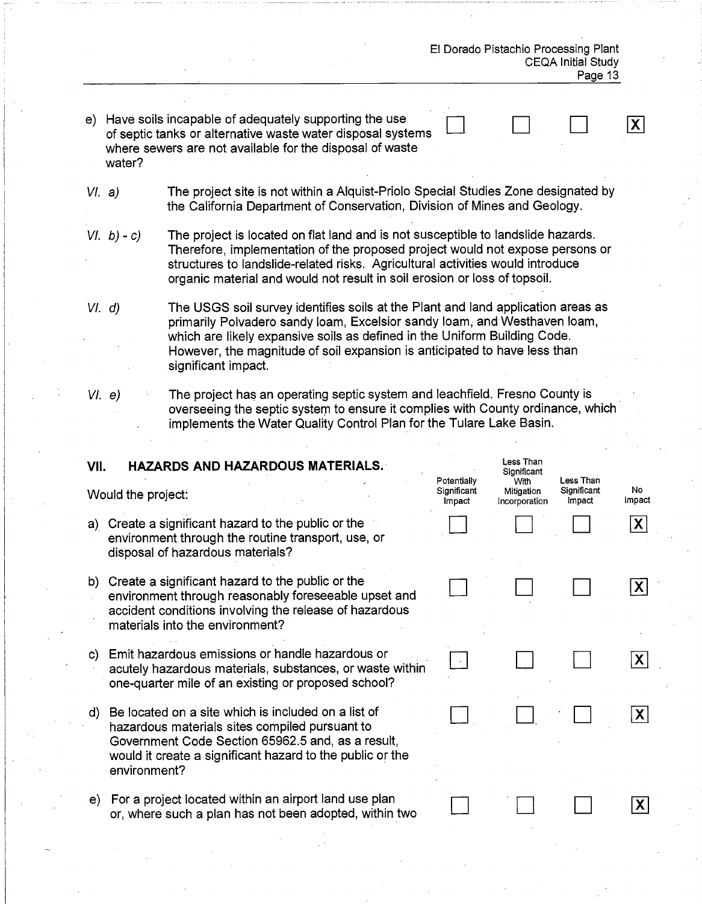| | Potentially Significant Impact | Less Than Significant With Mitigation Incorporation | Less Than Significant Impact | No Impact |
|---|---|---|---|---|
| e) Have soils incapable of adequately supporting the use of septic tanks or alternative waste water disposal systems where sewers are not available for the disposal of waste water? | ☐ | ☐ | ☐ | ☒ |

*VI. a)* The project site is not within a Alquist-Priolo Special Studies Zone designated by the California Department of Conservation, Division of Mines and Geology.

*VI. b) - c)* The project is located on flat land and is not susceptible to landslide hazards. Therefore, implementation of the proposed project would not expose persons or structures to landslide-related risks. Agricultural activities would introduce organic material and would not result in soil erosion or loss of topsoil.

*VI. d)* The USGS soil survey identifies soils at the Plant and land application areas as primarily Polvadero sandy loam, Excelsior sandy loam, and Westhaven loam, which are likely expansive soils as defined in the Uniform Building Code. However, the magnitude of soil expansion is anticipated to have less than significant impact.

*VI. e)* The project has an operating septic system and leachfield. Fresno County is overseeing the septic system to ensure it complies with County ordinance, which implements the Water Quality Control Plan for the Tulare Lake Basin.

## VII. HAZARDS AND HAZARDOUS MATERIALS.

| Would the project: | Potentially Significant Impact | Less Than Significant With Mitigation Incorporation | Less Than Significant Impact | No Impact |
|---|---|---|---|---|
| a) Create a significant hazard to the public or the environment through the routine transport, use, or disposal of hazardous materials? | ☐ | ☐ | ☐ | ☒ |
| b) Create a significant hazard to the public or the environment through reasonably foreseeable upset and accident conditions involving the release of hazardous materials into the environment? | ☐ | ☐ | ☐ | ☒ |
| c) Emit hazardous emissions or handle hazardous or acutely hazardous materials, substances, or waste within one-quarter mile of an existing or proposed school? | ☐ | ☐ | ☐ | ☒ |
| d) Be located on a site which is included on a list of hazardous materials sites compiled pursuant to Government Code Section 65962.5 and, as a result, would it create a significant hazard to the public or the environment? | ☐ | ☐ | ☐ | ☒ |
| e) For a project located within an airport land use plan or, where such a plan has not been adopted, within two | ☐ | ☐ | ☐ | ☒ |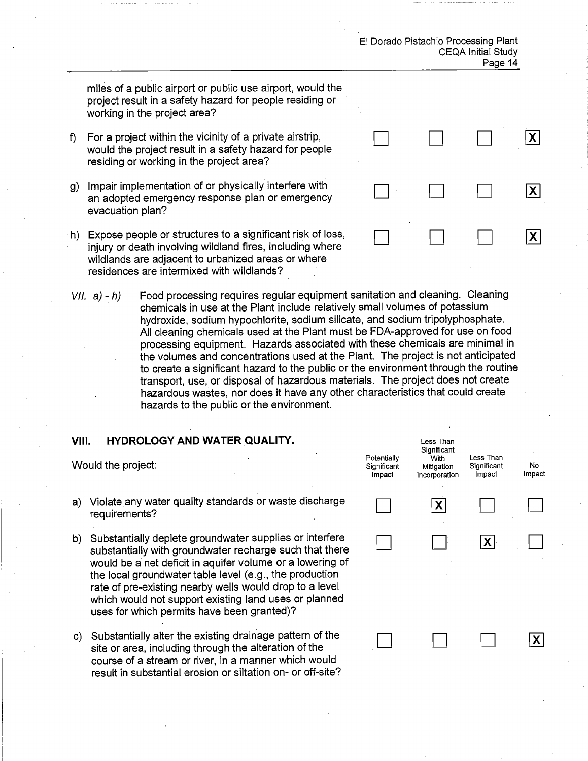| | Potentially Significant Impact | Less Than Significant With Mitigation Incorporation | Less Than Significant Impact | No Impact |
|---|---|---|---|---|
| miles of a public airport or public use airport, would the project result in a safety hazard for people residing or working in the project area? | | | | |
| f) For a project within the vicinity of a private airstrip, would the project result in a safety hazard for people residing or working in the project area? | ☐ | ☐ | ☐ | ☒ |
| g) Impair implementation of or physically interfere with an adopted emergency response plan or emergency evacuation plan? | ☐ | ☐ | ☐ | ☒ |
| h) Expose people or structures to a significant risk of loss, injury or death involving wildland fires, including where wildlands are adjacent to urbanized areas or where residences are intermixed with wildlands? | ☐ | ☐ | ☐ | ☒ |

*VII. a) - h)* Food processing requires regular equipment sanitation and cleaning. Cleaning chemicals in use at the Plant include relatively small volumes of potassium hydroxide, sodium hypochlorite, sodium silicate, and sodium tripolyphosphate. All cleaning chemicals used at the Plant must be FDA-approved for use on food processing equipment. Hazards associated with these chemicals are minimal in the volumes and concentrations used at the Plant. The project is not anticipated to create a significant hazard to the public or the environment through the routine transport, use, or disposal of hazardous materials. The project does not create hazardous wastes, nor does it have any other characteristics that could create hazards to the public or the environment.

## VIII. HYDROLOGY AND WATER QUALITY.

| Would the project: | Potentially Significant Impact | Less Than Significant With Mitigation Incorporation | Less Than Significant Impact | No Impact |
|---|---|---|---|---|
| a) Violate any water quality standards or waste discharge requirements? | ☐ | ☒ | ☐ | ☐ |
| b) Substantially deplete groundwater supplies or interfere substantially with groundwater recharge such that there would be a net deficit in aquifer volume or a lowering of the local groundwater table level (e.g., the production rate of pre-existing nearby wells would drop to a level which would not support existing land uses or planned uses for which permits have been granted)? | ☐ | ☐ | ☒ | ☐ |
| c) Substantially alter the existing drainage pattern of the site or area, including through the alteration of the course of a stream or river, in a manner which would result in substantial erosion or siltation on- or off-site? | ☐ | ☐ | ☐ | ☒ |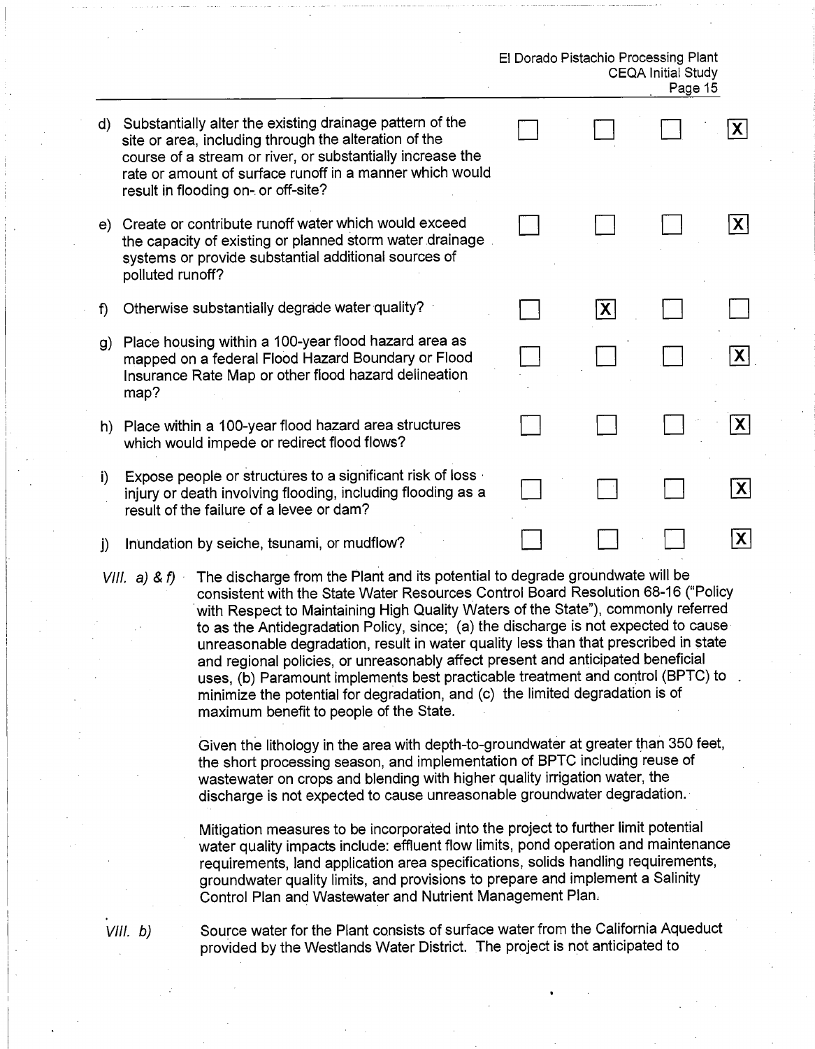| | | | | |
|---|---|---|---|---|
| d) Substantially alter the existing drainage pattern of the site or area, including through the alteration of the course of a stream or river, or substantially increase the rate or amount of surface runoff in a manner which would result in flooding on- or off-site? | ☐ | ☐ | ☐ | ☒ |
| e) Create or contribute runoff water which would exceed the capacity of existing or planned storm water drainage systems or provide substantial additional sources of polluted runoff? | ☐ | ☐ | ☐ | ☒ |
| f) Otherwise substantially degrade water quality? | ☐ | ☒ | ☐ | ☐ |
| g) Place housing within a 100-year flood hazard area as mapped on a federal Flood Hazard Boundary or Flood Insurance Rate Map or other flood hazard delineation map? | ☐ | ☐ | ☐ | ☒ |
| h) Place within a 100-year flood hazard area structures which would impede or redirect flood flows? | ☐ | ☐ | ☐ | ☒ |
| i) Expose people or structures to a significant risk of loss injury or death involving flooding, including flooding as a result of the failure of a levee or dam? | ☐ | ☐ | ☐ | ☒ |
| j) Inundation by seiche, tsunami, or mudflow? | ☐ | ☐ | ☐ | ☒ |

*VIII. a) & f)* The discharge from the Plant and its potential to degrade groundwate will be consistent with the State Water Resources Control Board Resolution 68-16 ("Policy with Respect to Maintaining High Quality Waters of the State"), commonly referred to as the Antidegradation Policy, since; (a) the discharge is not expected to cause unreasonable degradation, result in water quality less than that prescribed in state and regional policies, or unreasonably affect present and anticipated beneficial uses, (b) Paramount implements best practicable treatment and control (BPTC) to minimize the potential for degradation, and (c) the limited degradation is of maximum benefit to people of the State.

Given the lithology in the area with depth-to-groundwater at greater than 350 feet, the short processing season, and implementation of BPTC including reuse of wastewater on crops and blending with higher quality irrigation water, the discharge is not expected to cause unreasonable groundwater degradation.

Mitigation measures to be incorporated into the project to further limit potential water quality impacts include: effluent flow limits, pond operation and maintenance requirements, land application area specifications, solids handling requirements, groundwater quality limits, and provisions to prepare and implement a Salinity Control Plan and Wastewater and Nutrient Management Plan.

*VIII. b)* Source water for the Plant consists of surface water from the California Aqueduct provided by the Westlands Water District. The project is not anticipated to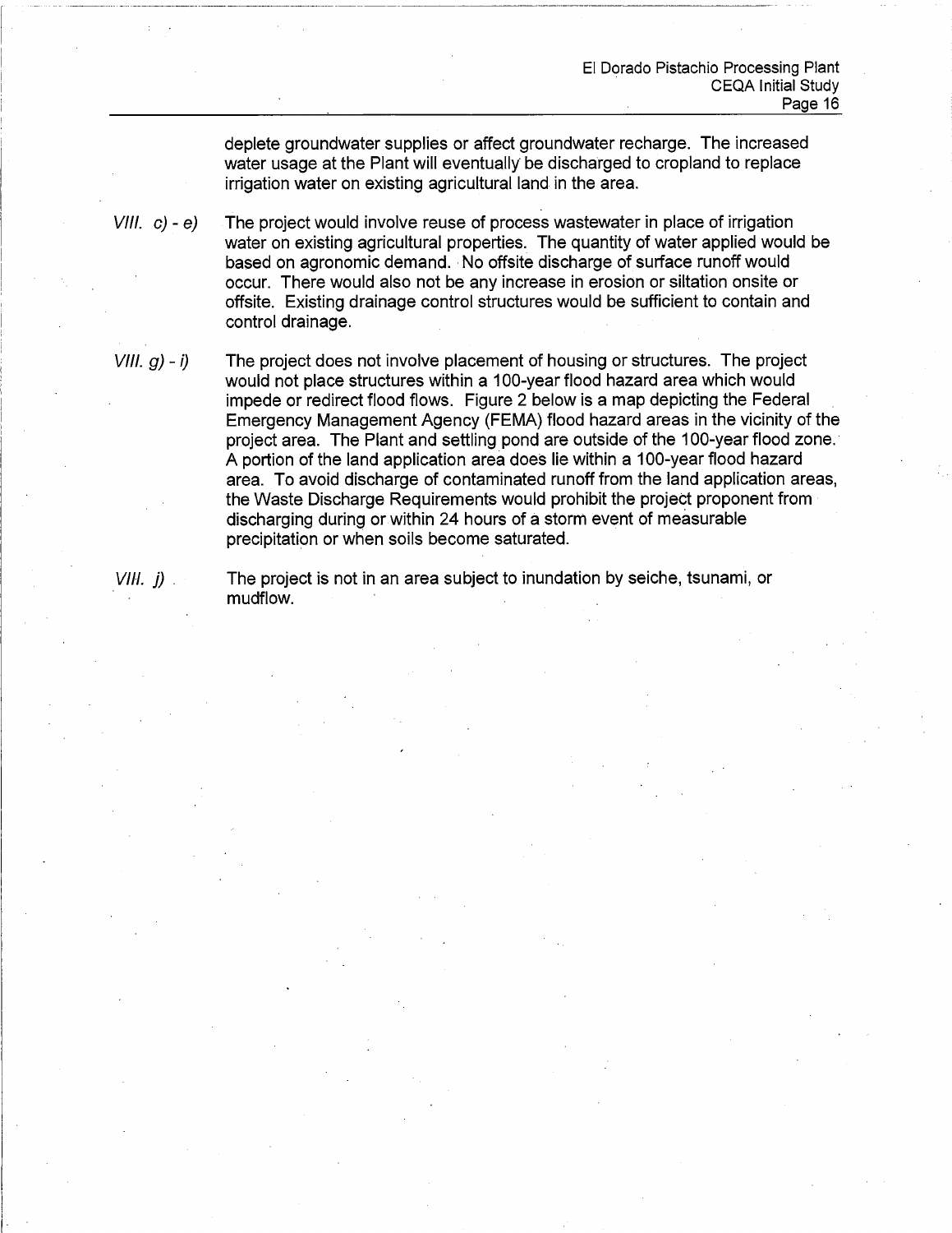deplete groundwater supplies or affect groundwater recharge. The increased water usage at the Plant will eventually be discharged to cropland to replace irrigation water on existing agricultural land in the area.

*VIII. c) - e)* The project would involve reuse of process wastewater in place of irrigation water on existing agricultural properties. The quantity of water applied would be based on agronomic demand. No offsite discharge of surface runoff would occur. There would also not be any increase in erosion or siltation onsite or offsite. Existing drainage control structures would be sufficient to contain and control drainage.

*VIII. g) - i)* The project does not involve placement of housing or structures. The project would not place structures within a 100-year flood hazard area which would impede or redirect flood flows. Figure 2 below is a map depicting the Federal Emergency Management Agency (FEMA) flood hazard areas in the vicinity of the project area. The Plant and settling pond are outside of the 100-year flood zone. A portion of the land application area does lie within a 100-year flood hazard area. To avoid discharge of contaminated runoff from the land application areas, the Waste Discharge Requirements would prohibit the project proponent from discharging during or within 24 hours of a storm event of measurable precipitation or when soils become saturated.

*VIII. j)* The project is not in an area subject to inundation by seiche, tsunami, or mudflow.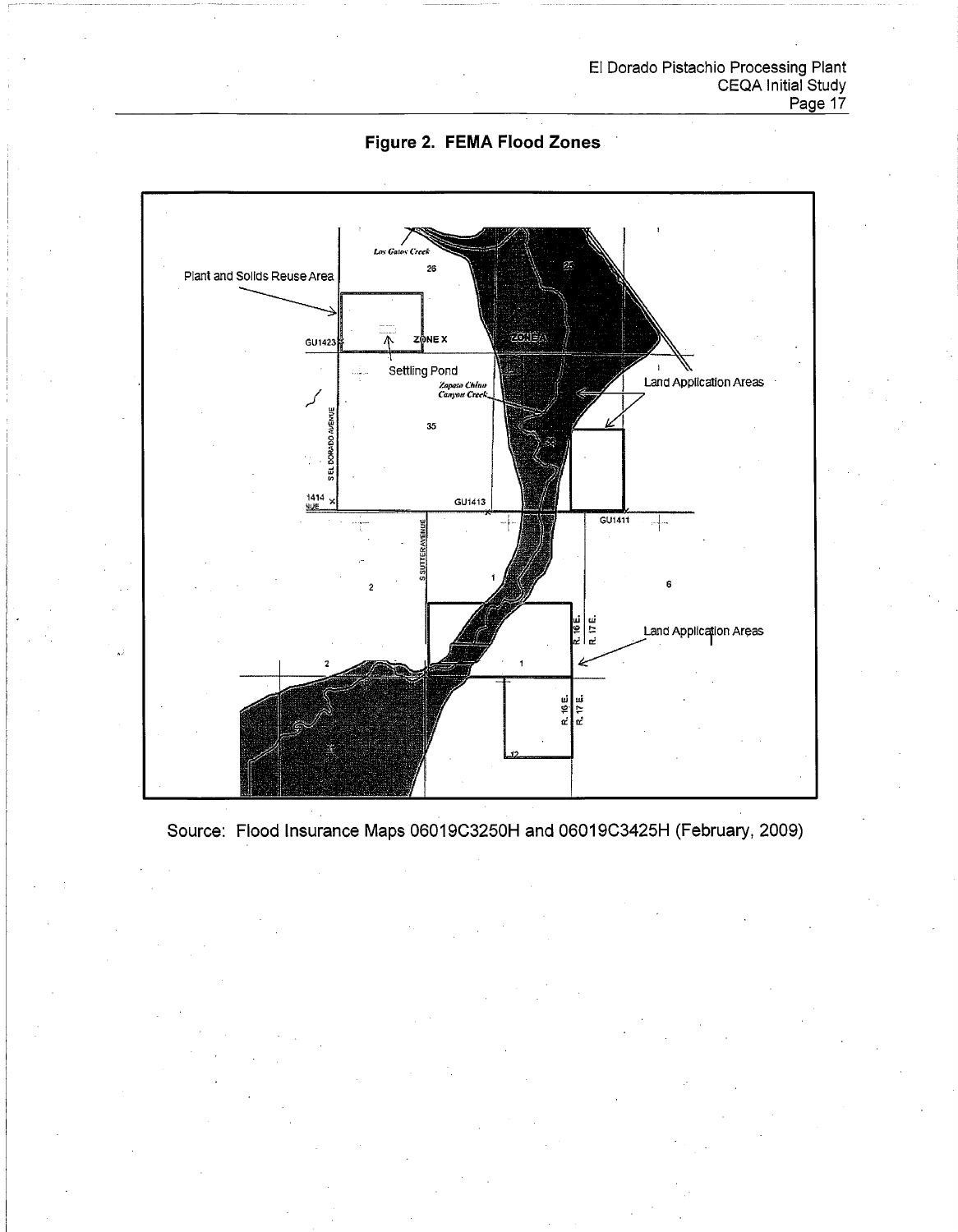## Figure 2. FEMA Flood Zones

Plant and Solids Reuse Area

Settling Pond

ZONE X

ZONE A

Land Application Areas

Land Application Areas

Source: Flood Insurance Maps 06019C3250H and 06019C3425H (February, 2009)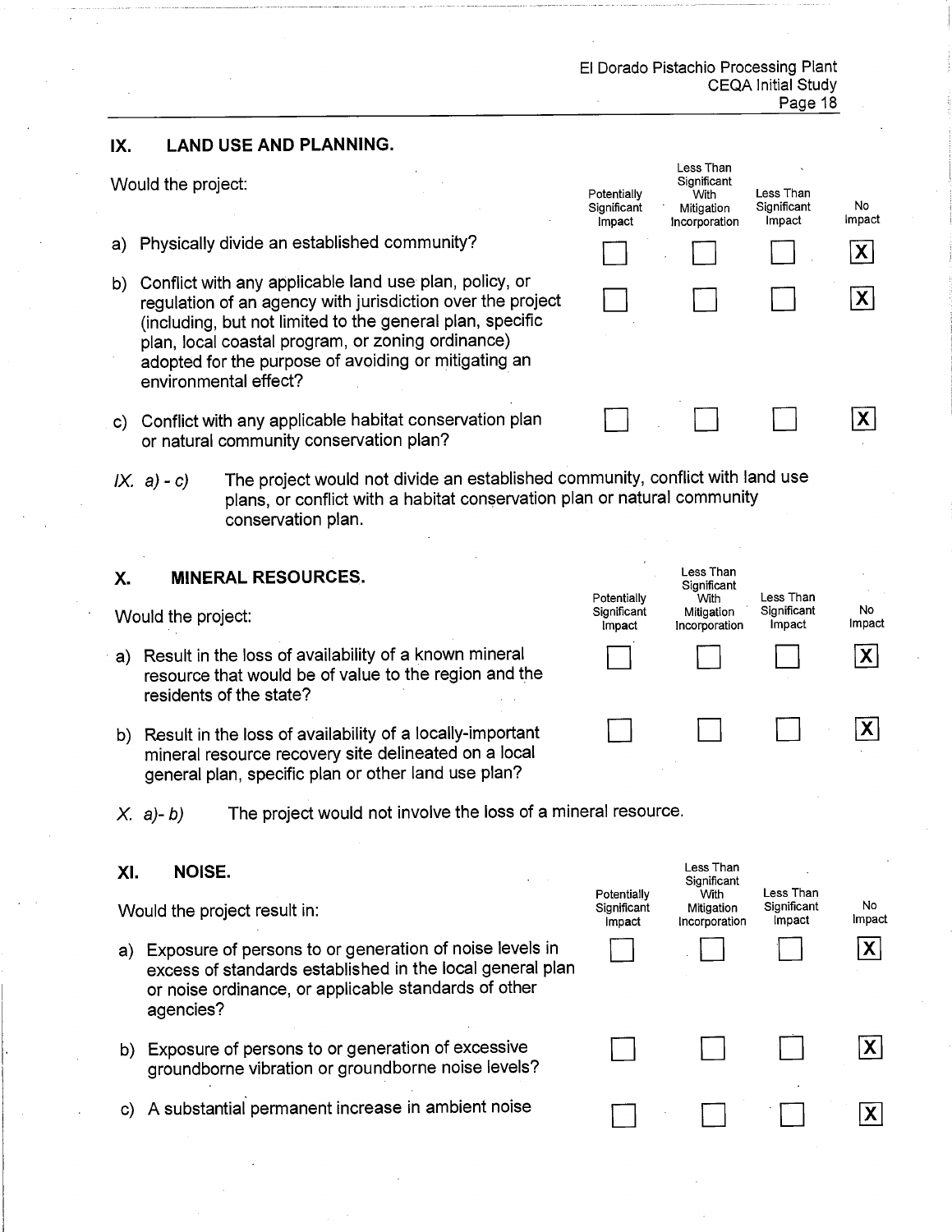## IX. LAND USE AND PLANNING.

| Would the project: | Potentially Significant Impact | Less Than Significant With Mitigation Incorporation | Less Than Significant Impact | No Impact |
|---|---|---|---|---|
| a) Physically divide an established community? | ☐ | ☐ | ☐ | ☒ |
| b) Conflict with any applicable land use plan, policy, or regulation of an agency with jurisdiction over the project (including, but not limited to the general plan, specific plan, local coastal program, or zoning ordinance) adopted for the purpose of avoiding or mitigating an environmental effect? | ☐ | ☐ | ☐ | ☒ |
| c) Conflict with any applicable habitat conservation plan or natural community conservation plan? | ☐ | ☐ | ☐ | ☒ |

*IX. a) - c)* The project would not divide an established community, conflict with land use plans, or conflict with a habitat conservation plan or natural community conservation plan.

## X. MINERAL RESOURCES.

| Would the project: | Potentially Significant Impact | Less Than Significant With Mitigation Incorporation | Less Than Significant Impact | No Impact |
|---|---|---|---|---|
| a) Result in the loss of availability of a known mineral resource that would be of value to the region and the residents of the state? | ☐ | ☐ | ☐ | ☒ |
| b) Result in the loss of availability of a locally-important mineral resource recovery site delineated on a local general plan, specific plan or other land use plan? | ☐ | ☐ | ☐ | ☒ |

*X. a)- b)* The project would not involve the loss of a mineral resource.

## XI. NOISE.

| Would the project result in: | Potentially Significant Impact | Less Than Significant With Mitigation Incorporation | Less Than Significant Impact | No Impact |
|---|---|---|---|---|
| a) Exposure of persons to or generation of noise levels in excess of standards established in the local general plan or noise ordinance, or applicable standards of other agencies? | ☐ | ☐ | ☐ | ☒ |
| b) Exposure of persons to or generation of excessive groundborne vibration or groundborne noise levels? | ☐ | ☐ | ☐ | ☒ |
| c) A substantial permanent increase in ambient noise | ☐ | ☐ | ☐ | ☒ |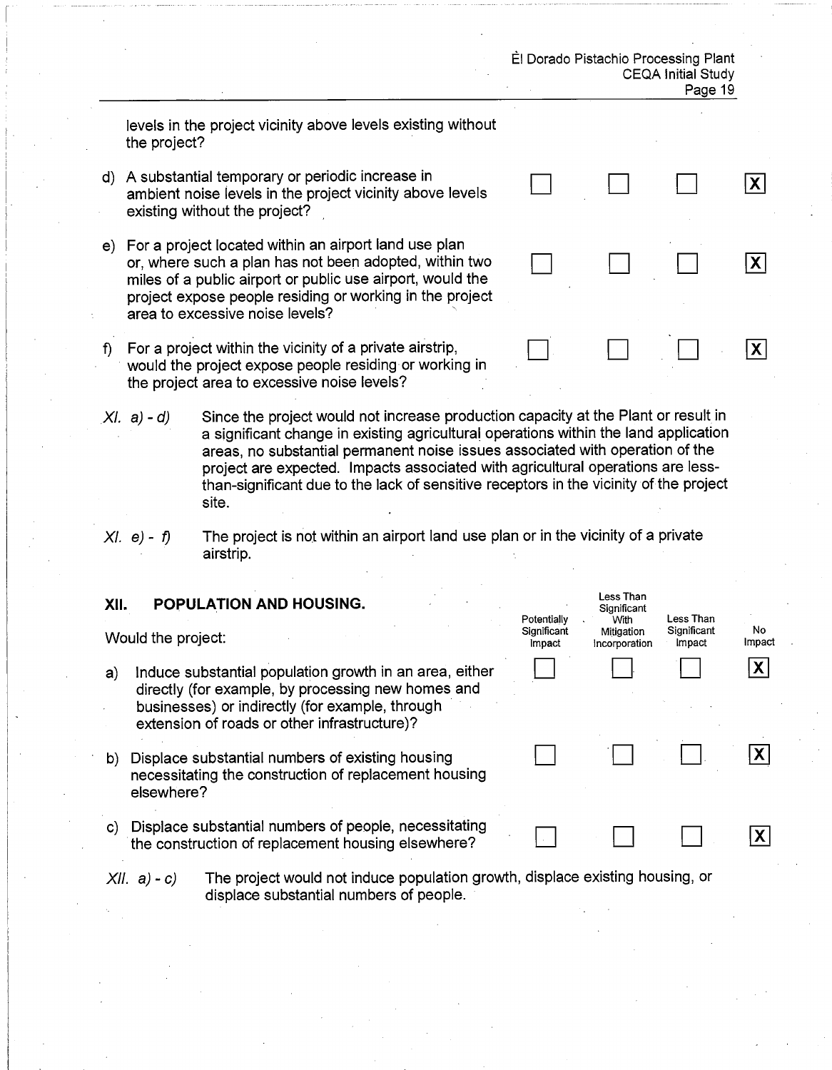| | Potentially Significant Impact | Less Than Significant With Mitigation Incorporation | Less Than Significant Impact | No Impact |
|---|---|---|---|---|
| levels in the project vicinity above levels existing without the project? | | | | |
| d) A substantial temporary or periodic increase in ambient noise levels in the project vicinity above levels existing without the project? | ☐ | ☐ | ☐ | ☒ |
| e) For a project located within an airport land use plan or, where such a plan has not been adopted, within two miles of a public airport or public use airport, would the project expose people residing or working in the project area to excessive noise levels? | ☐ | ☐ | ☐ | ☒ |
| f) For a project within the vicinity of a private airstrip, would the project expose people residing or working in the project area to excessive noise levels? | ☐ | ☐ | ☐ | ☒ |

*XI. a) - d)* Since the project would not increase production capacity at the Plant or result in a significant change in existing agricultural operations within the land application areas, no substantial permanent noise issues associated with operation of the project are expected. Impacts associated with agricultural operations are less-than-significant due to the lack of sensitive receptors in the vicinity of the project site.

*XI. e) - f)* The project is not within an airport land use plan or in the vicinity of a private airstrip.

## XII. POPULATION AND HOUSING.

Would the project:

| | Potentially Significant Impact | Less Than Significant With Mitigation Incorporation | Less Than Significant Impact | No Impact |
|---|---|---|---|---|
| a) Induce substantial population growth in an area, either directly (for example, by processing new homes and businesses) or indirectly (for example, through extension of roads or other infrastructure)? | ☐ | ☐ | ☐ | ☒ |
| b) Displace substantial numbers of existing housing necessitating the construction of replacement housing elsewhere? | ☐ | ☐ | ☐ | ☒ |
| c) Displace substantial numbers of people, necessitating the construction of replacement housing elsewhere? | ☐ | ☐ | ☐ | ☒ |

*XII. a) - c)* The project would not induce population growth, displace existing housing, or displace substantial numbers of people.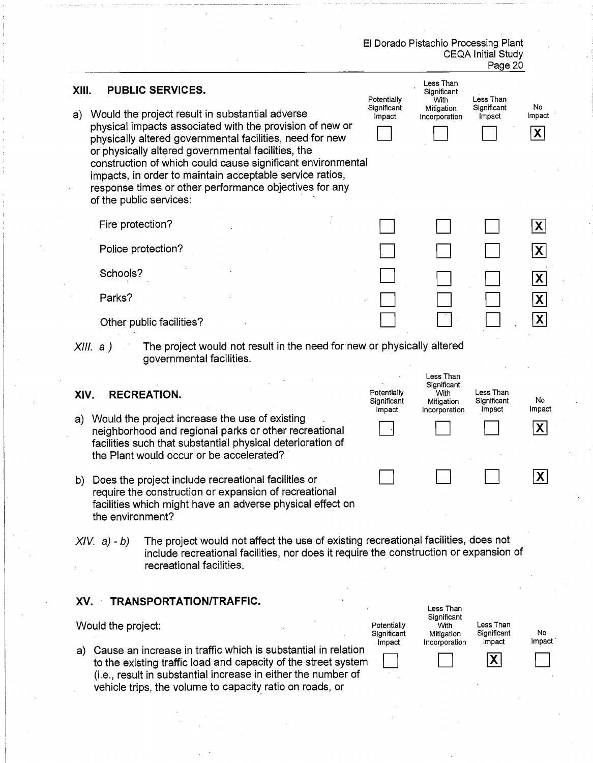## XIII. PUBLIC SERVICES.

| | Potentially Significant Impact | Less Than Significant With Mitigation Incorporation | Less Than Significant Impact | No Impact |
|---|---|---|---|---|
| a) Would the project result in substantial adverse physical impacts associated with the provision of new or physically altered governmental facilities, need for new or physically altered governmental facilities, the construction of which could cause significant environmental impacts, in order to maintain acceptable service ratios, response times or other performance objectives for any of the public services: | ☐ | ☐ | ☐ | ☒ |
| Fire protection? | ☐ | ☐ | ☐ | ☒ |
| Police protection? | ☐ | ☐ | ☐ | ☒ |
| Schools? | ☐ | ☐ | ☐ | ☒ |
| Parks? | ☐ | ☐ | ☐ | ☒ |
| Other public facilities? | ☐ | ☐ | ☐ | ☒ |

*XIII. a )* The project would not result in the need for new or physically altered governmental facilities.

## XIV. RECREATION.

| | Potentially Significant Impact | Less Than Significant With Mitigation Incorporation | Less Than Significant Impact | No Impact |
|---|---|---|---|---|
| a) Would the project increase the use of existing neighborhood and regional parks or other recreational facilities such that substantial physical deterioration of the Plant would occur or be accelerated? | ☐ | ☐ | ☐ | ☒ |
| b) Does the project include recreational facilities or require the construction or expansion of recreational facilities which might have an adverse physical effect on the environment? | ☐ | ☐ | ☐ | ☒ |

*XIV. a) - b)* The project would not affect the use of existing recreational facilities, does not include recreational facilities, nor does it require the construction or expansion of recreational facilities.

## XV. TRANSPORTATION/TRAFFIC.

Would the project:

| | Potentially Significant Impact | Less Than Significant With Mitigation Incorporation | Less Than Significant Impact | No Impact |
|---|---|---|---|---|
| a) Cause an increase in traffic which is substantial in relation to the existing traffic load and capacity of the street system (i.e., result in substantial increase in either the number of vehicle trips, the volume to capacity ratio on roads, or | ☐ | ☐ | ☒ | ☐ |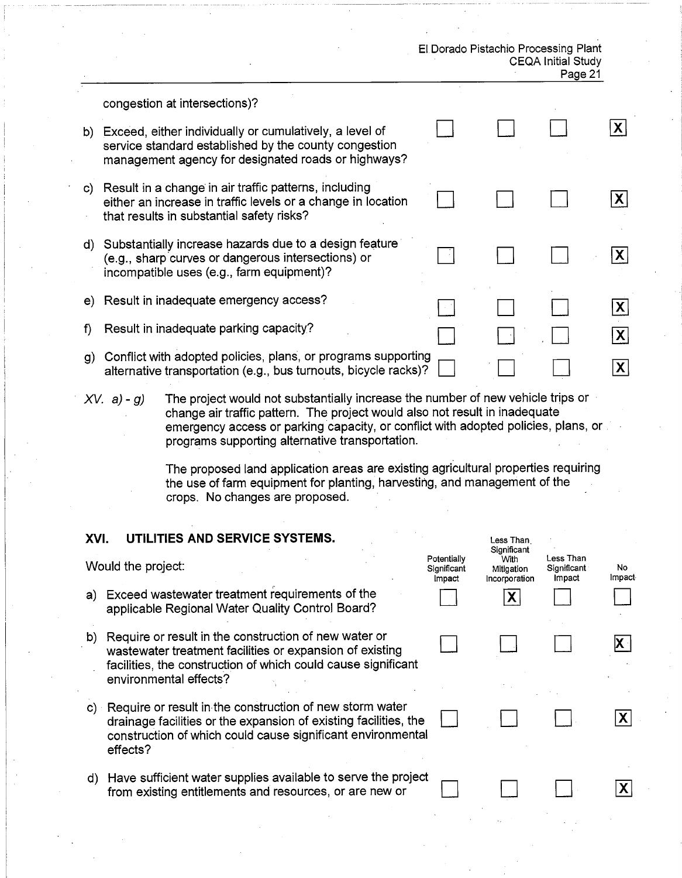congestion at intersections)?

| | Potentially Significant Impact | Less Than Significant With Mitigation Incorporation | Less Than Significant Impact | No Impact |
|---|---|---|---|---|
| b) Exceed, either individually or cumulatively, a level of service standard established by the county congestion management agency for designated roads or highways? | ☐ | ☐ | ☐ | ☒ |
| c) Result in a change in air traffic patterns, including either an increase in traffic levels or a change in location that results in substantial safety risks? | ☐ | ☐ | ☐ | ☒ |
| d) Substantially increase hazards due to a design feature (e.g., sharp curves or dangerous intersections) or incompatible uses (e.g., farm equipment)? | ☐ | ☐ | ☐ | ☒ |
| e) Result in inadequate emergency access? | ☐ | ☐ | ☐ | ☒ |
| f) Result in inadequate parking capacity? | ☐ | ☐ | ☐ | ☒ |
| g) Conflict with adopted policies, plans, or programs supporting alternative transportation (e.g., bus turnouts, bicycle racks)? | ☐ | ☐ | ☐ | ☒ |

*XV. a) - g)* The project would not substantially increase the number of new vehicle trips or change air traffic pattern. The project would also not result in inadequate emergency access or parking capacity, or conflict with adopted policies, plans, or programs supporting alternative transportation.

The proposed land application areas are existing agricultural properties requiring the use of farm equipment for planting, harvesting, and management of the crops. No changes are proposed.

## XVI. UTILITIES AND SERVICE SYSTEMS.

| Would the project: | Potentially Significant Impact | Less Than Significant With Mitigation Incorporation | Less Than Significant Impact | No Impact |
|---|---|---|---|---|
| a) Exceed wastewater treatment requirements of the applicable Regional Water Quality Control Board? | ☐ | ☒ | ☐ | ☐ |
| b) Require or result in the construction of new water or wastewater treatment facilities or expansion of existing facilities, the construction of which could cause significant environmental effects? | ☐ | ☐ | ☐ | ☒ |
| c) Require or result in the construction of new storm water drainage facilities or the expansion of existing facilities, the construction of which could cause significant environmental effects? | ☐ | ☐ | ☐ | ☒ |
| d) Have sufficient water supplies available to serve the project from existing entitlements and resources, or are new or | ☐ | ☐ | ☐ | ☒ |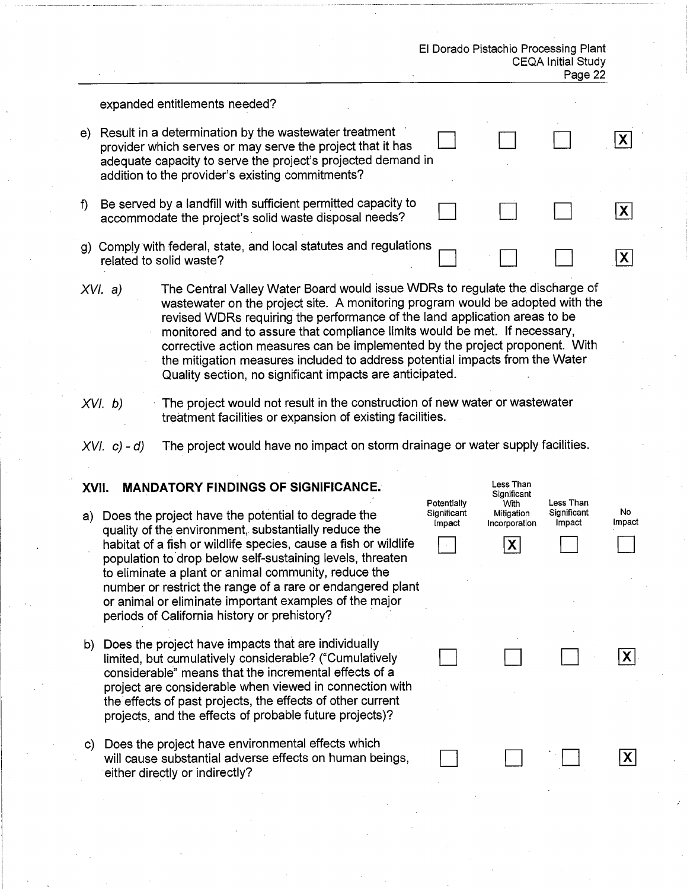expanded entitlements needed?

| | Potentially Significant Impact | Less Than Significant With Mitigation Incorporation | Less Than Significant Impact | No Impact |
|---|---|---|---|---|
| e) Result in a determination by the wastewater treatment provider which serves or may serve the project that it has adequate capacity to serve the project's projected demand in addition to the provider's existing commitments? | ☐ | ☐ | ☐ | ☒ |
| f) Be served by a landfill with sufficient permitted capacity to accommodate the project's solid waste disposal needs? | ☐ | ☐ | ☐ | ☒ |
| g) Comply with federal, state, and local statutes and regulations related to solid waste? | ☐ | ☐ | ☐ | ☒ |

*XVI. a)* The Central Valley Water Board would issue WDRs to regulate the discharge of wastewater on the project site. A monitoring program would be adopted with the revised WDRs requiring the performance of the land application areas to be monitored and to assure that compliance limits would be met. If necessary, corrective action measures can be implemented by the project proponent. With the mitigation measures included to address potential impacts from the Water Quality section, no significant impacts are anticipated.

*XVI. b)* The project would not result in the construction of new water or wastewater treatment facilities or expansion of existing facilities.

*XVI. c) - d)* The project would have no impact on storm drainage or water supply facilities.

## XVII. MANDATORY FINDINGS OF SIGNIFICANCE.

| | Potentially Significant Impact | Less Than Significant With Mitigation Incorporation | Less Than Significant Impact | No Impact |
|---|---|---|---|---|
| a) Does the project have the potential to degrade the quality of the environment, substantially reduce the habitat of a fish or wildlife species, cause a fish or wildlife population to drop below self-sustaining levels, threaten to eliminate a plant or animal community, reduce the number or restrict the range of a rare or endangered plant or animal or eliminate important examples of the major periods of California history or prehistory? | ☐ | ☒ | ☐ | ☐ |
| b) Does the project have impacts that are individually limited, but cumulatively considerable? ("Cumulatively considerable" means that the incremental effects of a project are considerable when viewed in connection with the effects of past projects, the effects of other current projects, and the effects of probable future projects)? | ☐ | ☐ | ☐ | ☒ |
| c) Does the project have environmental effects which will cause substantial adverse effects on human beings, either directly or indirectly? | ☐ | ☐ | ☐ | ☒ |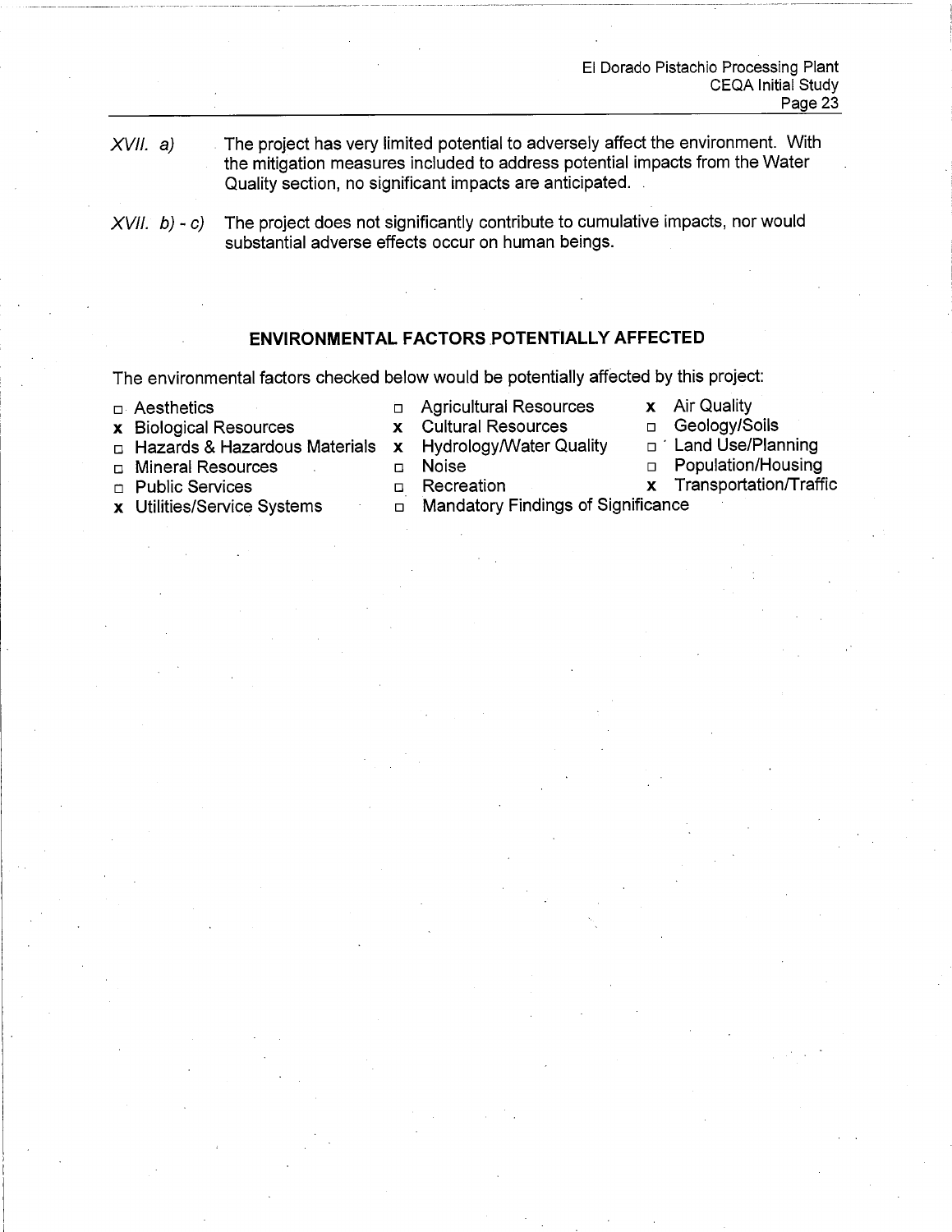*XVII. a)* The project has very limited potential to adversely affect the environment. With the mitigation measures included to address potential impacts from the Water Quality section, no significant impacts are anticipated.

*XVII. b) - c)* The project does not significantly contribute to cumulative impacts, nor would substantial adverse effects occur on human beings.

## ENVIRONMENTAL FACTORS POTENTIALLY AFFECTED

The environmental factors checked below would be potentially affected by this project:

| | | |
|---|---|---|
| □ Aesthetics | □ Agricultural Resources | **x** Air Quality |
| **x** Biological Resources | **x** Cultural Resources | □ Geology/Soils |
| □ Hazards & Hazardous Materials | **x** Hydrology/Water Quality | □ Land Use/Planning |
| □ Mineral Resources | □ Noise | □ Population/Housing |
| □ Public Services | □ Recreation | **x** Transportation/Traffic |
| **x** Utilities/Service Systems | □ Mandatory Findings of Significance | |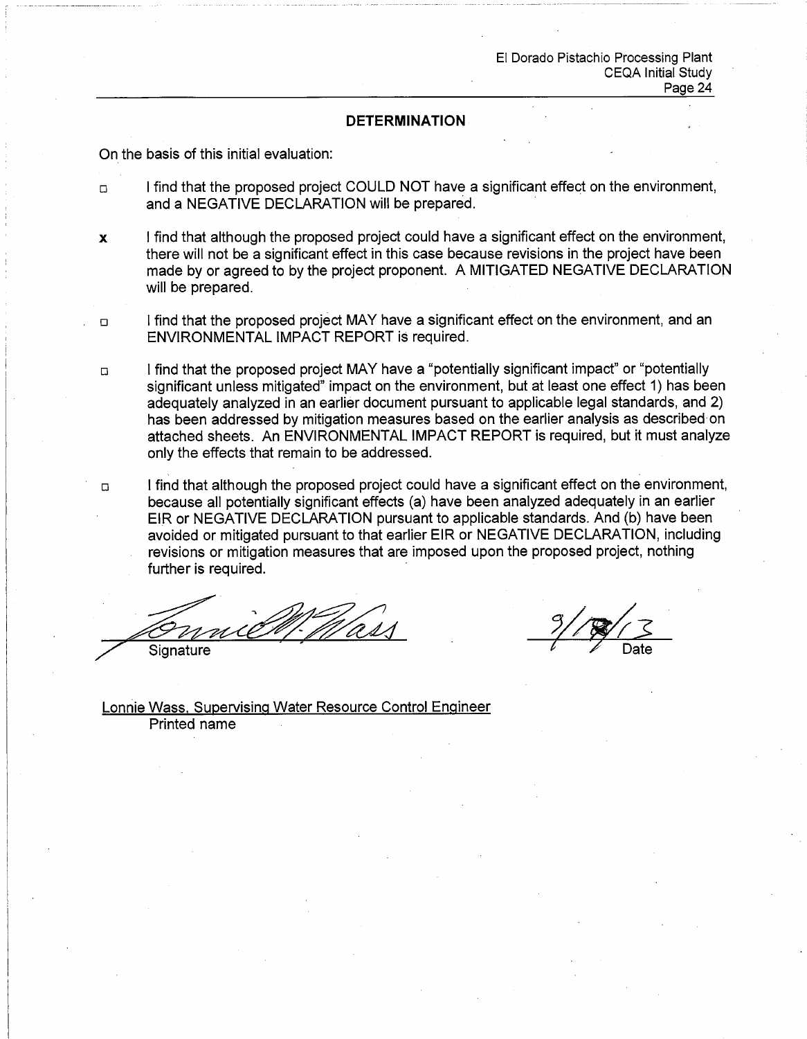## DETERMINATION

On the basis of this initial evaluation:

☐ I find that the proposed project COULD NOT have a significant effect on the environment, and a NEGATIVE DECLARATION will be prepared.

x I find that although the proposed project could have a significant effect on the environment, there will not be a significant effect in this case because revisions in the project have been made by or agreed to by the project proponent. A MITIGATED NEGATIVE DECLARATION will be prepared.

☐ I find that the proposed project MAY have a significant effect on the environment, and an ENVIRONMENTAL IMPACT REPORT is required.

☐ I find that the proposed project MAY have a "potentially significant impact" or "potentially significant unless mitigated" impact on the environment, but at least one effect 1) has been adequately analyzed in an earlier document pursuant to applicable legal standards, and 2) has been addressed by mitigation measures based on the earlier analysis as described on attached sheets. An ENVIRONMENTAL IMPACT REPORT is required, but it must analyze only the effects that remain to be addressed.

☐ I find that although the proposed project could have a significant effect on the environment, because all potentially significant effects (a) have been analyzed adequately in an earlier EIR or NEGATIVE DECLARATION pursuant to applicable standards. And (b) have been avoided or mitigated pursuant to that earlier EIR or NEGATIVE DECLARATION, including revisions or mitigation measures that are imposed upon the proposed project, nothing further is required.

Lonnie M. Wass
Signature

9/18/13
Date

Lonnie Wass, Supervising Water Resource Control Engineer
Printed name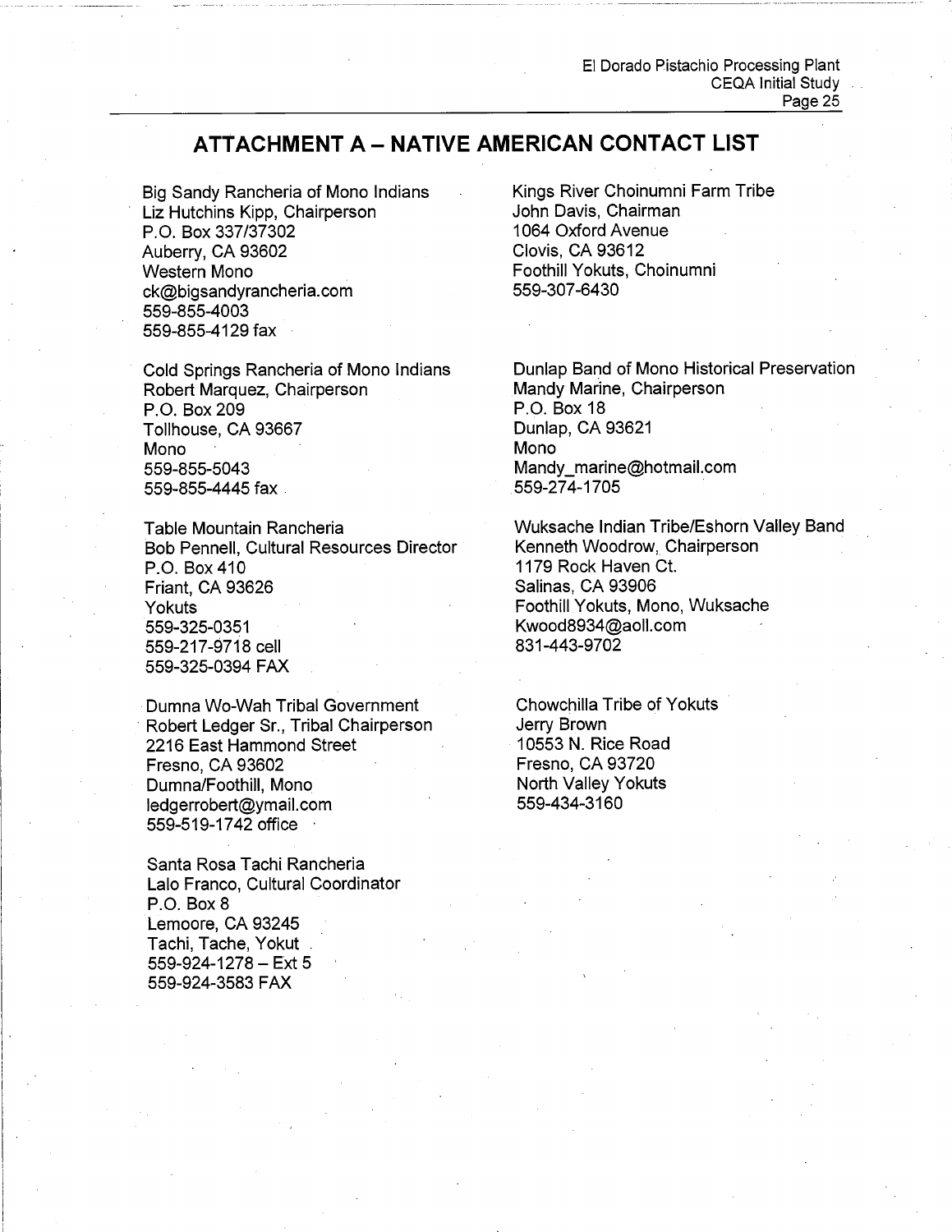## ATTACHMENT A – NATIVE AMERICAN CONTACT LIST

Big Sandy Rancheria of Mono Indians
Liz Hutchins Kipp, Chairperson
P.O. Box 337/37302
Auberry, CA 93602
Western Mono
ck@bigsandyrancheria.com
559-855-4003
559-855-4129 fax

Cold Springs Rancheria of Mono Indians
Robert Marquez, Chairperson
P.O. Box 209
Tollhouse, CA 93667
Mono
559-855-5043
559-855-4445 fax

Table Mountain Rancheria
Bob Pennell, Cultural Resources Director
P.O. Box 410
Friant, CA 93626
Yokuts
559-325-0351
559-217-9718 cell
559-325-0394 FAX

Dumna Wo-Wah Tribal Government
Robert Ledger Sr., Tribal Chairperson
2216 East Hammond Street
Fresno, CA 93602
Dumna/Foothill, Mono
ledgerrobert@ymail.com
559-519-1742 office

Santa Rosa Tachi Rancheria
Lalo Franco, Cultural Coordinator
P.O. Box 8
Lemoore, CA 93245
Tachi, Tache, Yokut
559-924-1278 – Ext 5
559-924-3583 FAX

Kings River Choinumni Farm Tribe
John Davis, Chairman
1064 Oxford Avenue
Clovis, CA 93612
Foothill Yokuts, Choinumni
559-307-6430

Dunlap Band of Mono Historical Preservation
Mandy Marine, Chairperson
P.O. Box 18
Dunlap, CA 93621
Mono
Mandy_marine@hotmail.com
559-274-1705

Wuksache Indian Tribe/Eshorn Valley Band
Kenneth Woodrow, Chairperson
1179 Rock Haven Ct.
Salinas, CA 93906
Foothill Yokuts, Mono, Wuksache
Kwood8934@aoll.com
831-443-9702

Chowchilla Tribe of Yokuts
Jerry Brown
10553 N. Rice Road
Fresno, CA 93720
North Valley Yokuts
559-434-3160